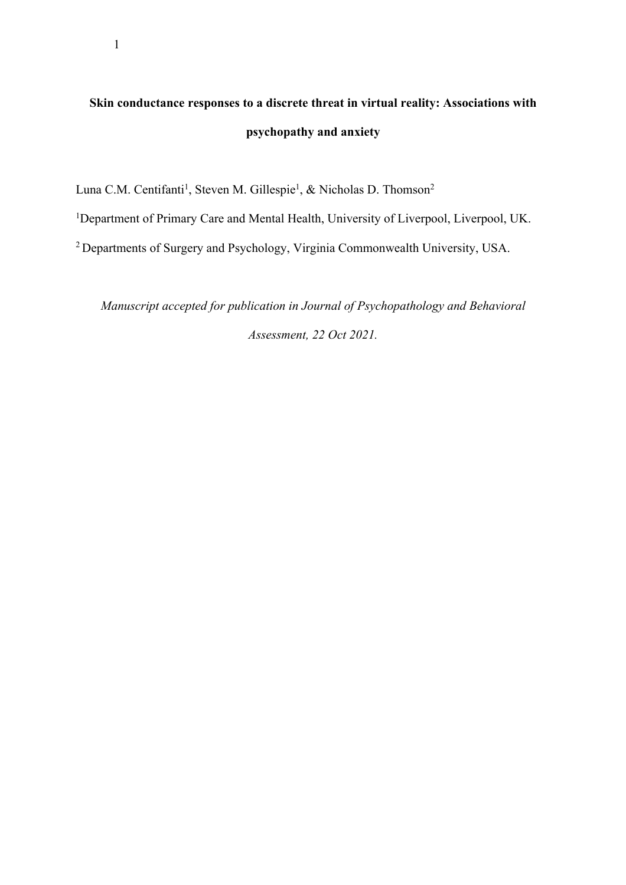# Skin conductance responses to a discrete threat in virtual reality: Associations with psychopathy and anxiety

Luna C.M. Centifanti[1], Steven M. Gillespie[1], & Nicholas D. Thomson[2]

[1]Department of Primary Care and Mental Health, University of Liverpool, Liverpool, UK.

[2] Departments of Surgery and Psychology, Virginia Commonwealth University, USA.

*Manuscript accepted for publication in Journal of Psychopathology and Behavioral Assessment, 22 Oct 2021.*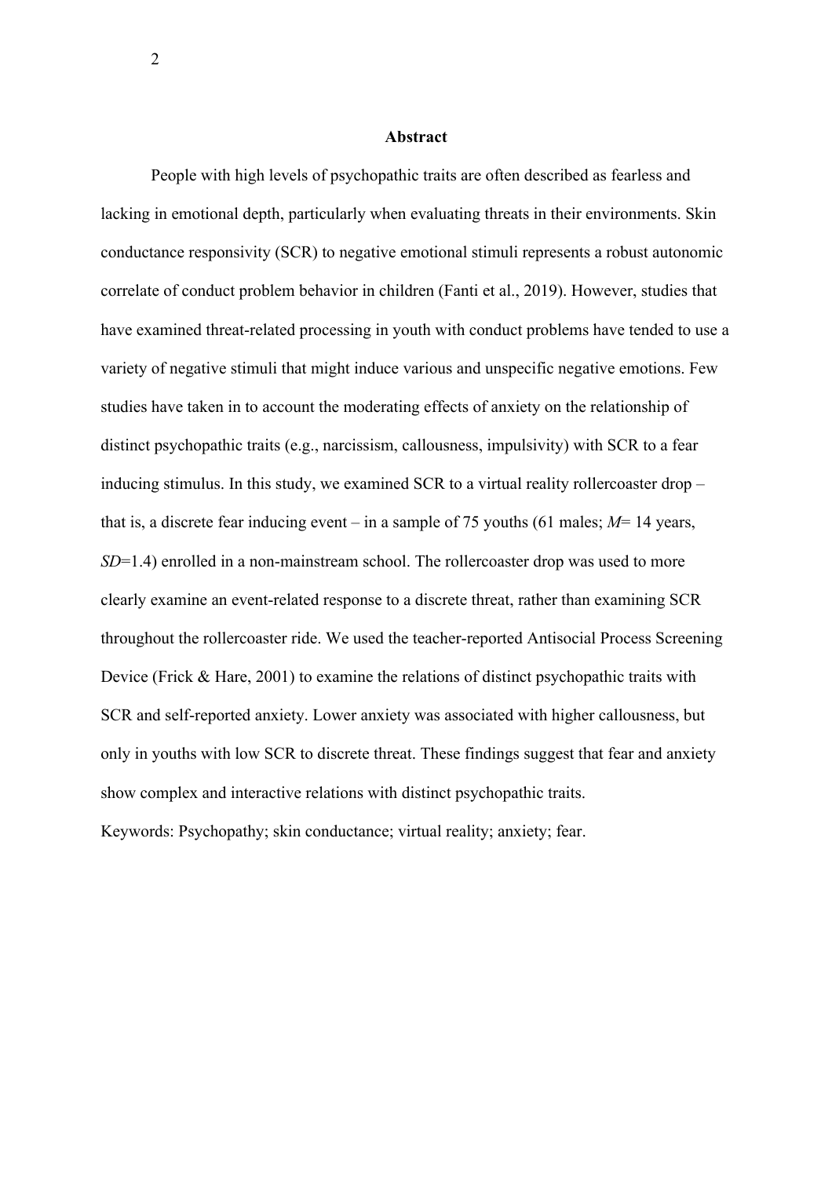## Abstract

People with high levels of psychopathic traits are often described as fearless and lacking in emotional depth, particularly when evaluating threats in their environments. Skin conductance responsivity (SCR) to negative emotional stimuli represents a robust autonomic correlate of conduct problem behavior in children (Fanti et al., 2019). However, studies that have examined threat-related processing in youth with conduct problems have tended to use a variety of negative stimuli that might induce various and unspecific negative emotions. Few studies have taken in to account the moderating effects of anxiety on the relationship of distinct psychopathic traits (e.g., narcissism, callousness, impulsivity) with SCR to a fear inducing stimulus. In this study, we examined SCR to a virtual reality rollercoaster drop – that is, a discrete fear inducing event – in a sample of 75 youths (61 males; *M*= 14 years, *SD*=1.4) enrolled in a non-mainstream school. The rollercoaster drop was used to more clearly examine an event-related response to a discrete threat, rather than examining SCR throughout the rollercoaster ride. We used the teacher-reported Antisocial Process Screening Device (Frick & Hare, 2001) to examine the relations of distinct psychopathic traits with SCR and self-reported anxiety. Lower anxiety was associated with higher callousness, but only in youths with low SCR to discrete threat. These findings suggest that fear and anxiety show complex and interactive relations with distinct psychopathic traits.

Keywords: Psychopathy; skin conductance; virtual reality; anxiety; fear.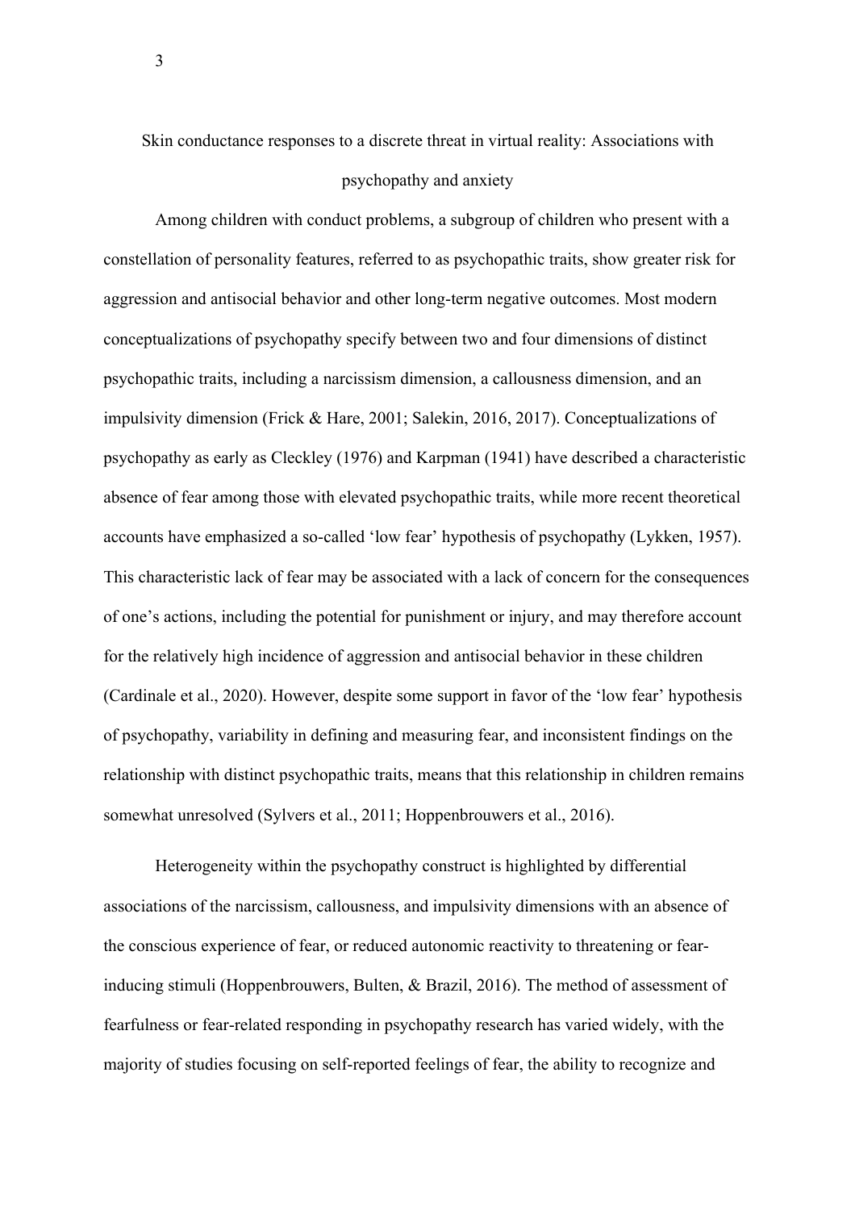# Skin conductance responses to a discrete threat in virtual reality: Associations with psychopathy and anxiety

Among children with conduct problems, a subgroup of children who present with a constellation of personality features, referred to as psychopathic traits, show greater risk for aggression and antisocial behavior and other long-term negative outcomes. Most modern conceptualizations of psychopathy specify between two and four dimensions of distinct psychopathic traits, including a narcissism dimension, a callousness dimension, and an impulsivity dimension (Frick & Hare, 2001; Salekin, 2016, 2017). Conceptualizations of psychopathy as early as Cleckley (1976) and Karpman (1941) have described a characteristic absence of fear among those with elevated psychopathic traits, while more recent theoretical accounts have emphasized a so-called 'low fear' hypothesis of psychopathy (Lykken, 1957). This characteristic lack of fear may be associated with a lack of concern for the consequences of one's actions, including the potential for punishment or injury, and may therefore account for the relatively high incidence of aggression and antisocial behavior in these children (Cardinale et al., 2020). However, despite some support in favor of the 'low fear' hypothesis of psychopathy, variability in defining and measuring fear, and inconsistent findings on the relationship with distinct psychopathic traits, means that this relationship in children remains somewhat unresolved (Sylvers et al., 2011; Hoppenbrouwers et al., 2016).

Heterogeneity within the psychopathy construct is highlighted by differential associations of the narcissism, callousness, and impulsivity dimensions with an absence of the conscious experience of fear, or reduced autonomic reactivity to threatening or fear-inducing stimuli (Hoppenbrouwers, Bulten, & Brazil, 2016). The method of assessment of fearfulness or fear-related responding in psychopathy research has varied widely, with the majority of studies focusing on self-reported feelings of fear, the ability to recognize and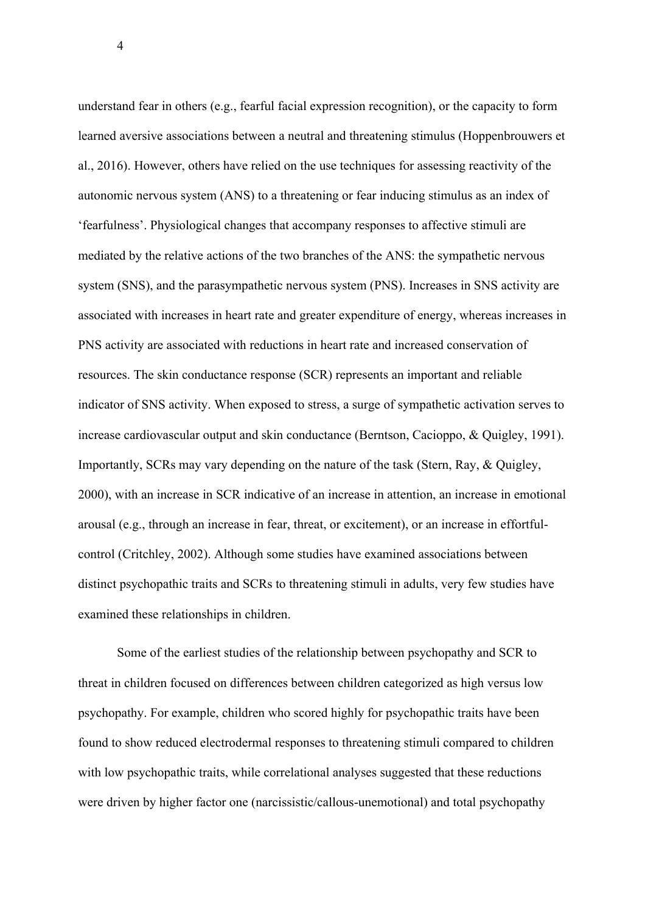understand fear in others (e.g., fearful facial expression recognition), or the capacity to form learned aversive associations between a neutral and threatening stimulus (Hoppenbrouwers et al., 2016). However, others have relied on the use techniques for assessing reactivity of the autonomic nervous system (ANS) to a threatening or fear inducing stimulus as an index of 'fearfulness'. Physiological changes that accompany responses to affective stimuli are mediated by the relative actions of the two branches of the ANS: the sympathetic nervous system (SNS), and the parasympathetic nervous system (PNS). Increases in SNS activity are associated with increases in heart rate and greater expenditure of energy, whereas increases in PNS activity are associated with reductions in heart rate and increased conservation of resources. The skin conductance response (SCR) represents an important and reliable indicator of SNS activity. When exposed to stress, a surge of sympathetic activation serves to increase cardiovascular output and skin conductance (Berntson, Cacioppo, & Quigley, 1991). Importantly, SCRs may vary depending on the nature of the task (Stern, Ray, & Quigley, 2000), with an increase in SCR indicative of an increase in attention, an increase in emotional arousal (e.g., through an increase in fear, threat, or excitement), or an increase in effortful-control (Critchley, 2002). Although some studies have examined associations between distinct psychopathic traits and SCRs to threatening stimuli in adults, very few studies have examined these relationships in children.

Some of the earliest studies of the relationship between psychopathy and SCR to threat in children focused on differences between children categorized as high versus low psychopathy. For example, children who scored highly for psychopathic traits have been found to show reduced electrodermal responses to threatening stimuli compared to children with low psychopathic traits, while correlational analyses suggested that these reductions were driven by higher factor one (narcissistic/callous-unemotional) and total psychopathy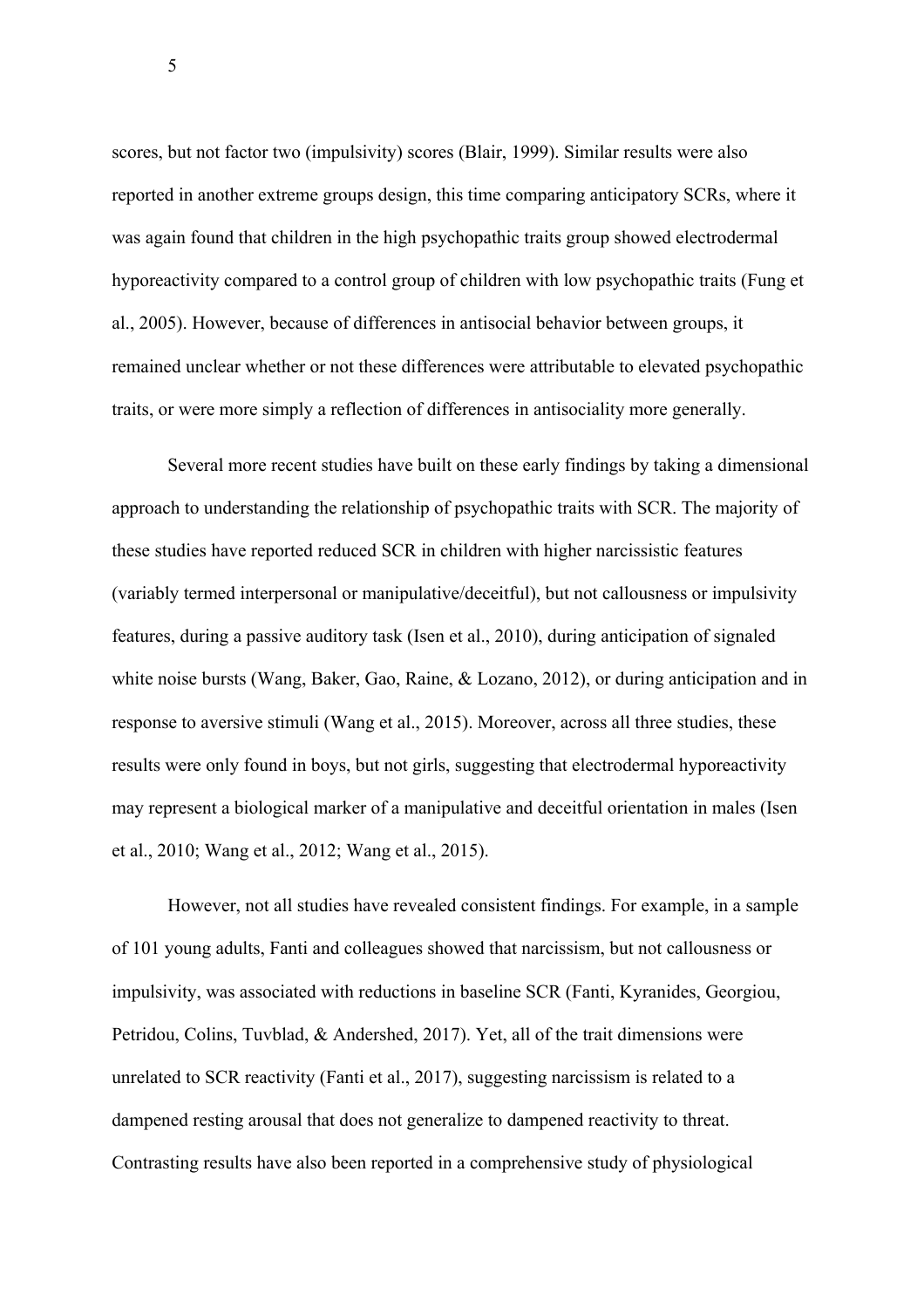scores, but not factor two (impulsivity) scores (Blair, 1999). Similar results were also reported in another extreme groups design, this time comparing anticipatory SCRs, where it was again found that children in the high psychopathic traits group showed electrodermal hyporeactivity compared to a control group of children with low psychopathic traits (Fung et al., 2005). However, because of differences in antisocial behavior between groups, it remained unclear whether or not these differences were attributable to elevated psychopathic traits, or were more simply a reflection of differences in antisociality more generally.

Several more recent studies have built on these early findings by taking a dimensional approach to understanding the relationship of psychopathic traits with SCR. The majority of these studies have reported reduced SCR in children with higher narcissistic features (variably termed interpersonal or manipulative/deceitful), but not callousness or impulsivity features, during a passive auditory task (Isen et al., 2010), during anticipation of signaled white noise bursts (Wang, Baker, Gao, Raine, & Lozano, 2012), or during anticipation and in response to aversive stimuli (Wang et al., 2015). Moreover, across all three studies, these results were only found in boys, but not girls, suggesting that electrodermal hyporeactivity may represent a biological marker of a manipulative and deceitful orientation in males (Isen et al., 2010; Wang et al., 2012; Wang et al., 2015).

However, not all studies have revealed consistent findings. For example, in a sample of 101 young adults, Fanti and colleagues showed that narcissism, but not callousness or impulsivity, was associated with reductions in baseline SCR (Fanti, Kyranides, Georgiou, Petridou, Colins, Tuvblad, & Andershed, 2017). Yet, all of the trait dimensions were unrelated to SCR reactivity (Fanti et al., 2017), suggesting narcissism is related to a dampened resting arousal that does not generalize to dampened reactivity to threat. Contrasting results have also been reported in a comprehensive study of physiological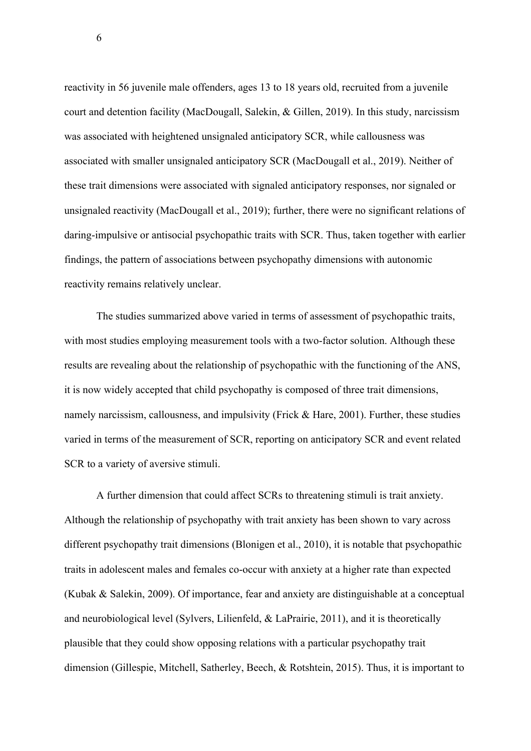reactivity in 56 juvenile male offenders, ages 13 to 18 years old, recruited from a juvenile court and detention facility (MacDougall, Salekin, & Gillen, 2019). In this study, narcissism was associated with heightened unsignaled anticipatory SCR, while callousness was associated with smaller unsignaled anticipatory SCR (MacDougall et al., 2019). Neither of these trait dimensions were associated with signaled anticipatory responses, nor signaled or unsignaled reactivity (MacDougall et al., 2019); further, there were no significant relations of daring-impulsive or antisocial psychopathic traits with SCR. Thus, taken together with earlier findings, the pattern of associations between psychopathy dimensions with autonomic reactivity remains relatively unclear.

The studies summarized above varied in terms of assessment of psychopathic traits, with most studies employing measurement tools with a two-factor solution. Although these results are revealing about the relationship of psychopathic with the functioning of the ANS, it is now widely accepted that child psychopathy is composed of three trait dimensions, namely narcissism, callousness, and impulsivity (Frick & Hare, 2001). Further, these studies varied in terms of the measurement of SCR, reporting on anticipatory SCR and event related SCR to a variety of aversive stimuli.

A further dimension that could affect SCRs to threatening stimuli is trait anxiety. Although the relationship of psychopathy with trait anxiety has been shown to vary across different psychopathy trait dimensions (Blonigen et al., 2010), it is notable that psychopathic traits in adolescent males and females co-occur with anxiety at a higher rate than expected (Kubak & Salekin, 2009). Of importance, fear and anxiety are distinguishable at a conceptual and neurobiological level (Sylvers, Lilienfeld, & LaPrairie, 2011), and it is theoretically plausible that they could show opposing relations with a particular psychopathy trait dimension (Gillespie, Mitchell, Satherley, Beech, & Rotshtein, 2015). Thus, it is important to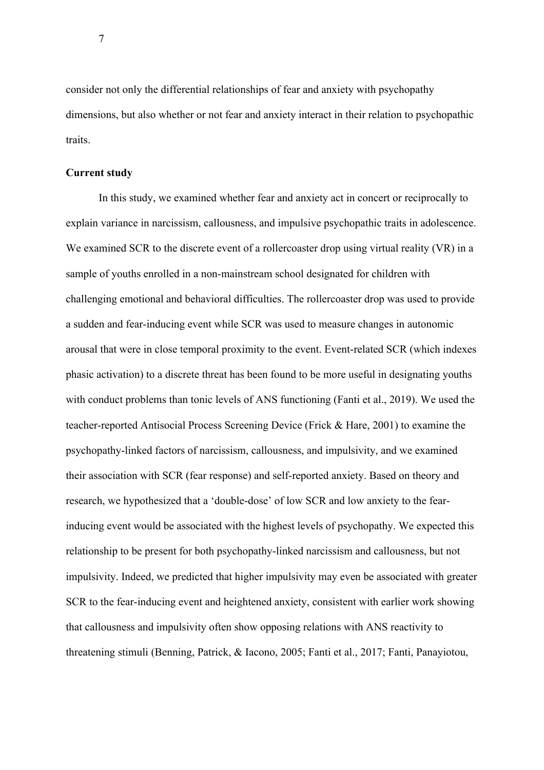consider not only the differential relationships of fear and anxiety with psychopathy dimensions, but also whether or not fear and anxiety interact in their relation to psychopathic traits.

**Current study**

In this study, we examined whether fear and anxiety act in concert or reciprocally to explain variance in narcissism, callousness, and impulsive psychopathic traits in adolescence. We examined SCR to the discrete event of a rollercoaster drop using virtual reality (VR) in a sample of youths enrolled in a non-mainstream school designated for children with challenging emotional and behavioral difficulties. The rollercoaster drop was used to provide a sudden and fear-inducing event while SCR was used to measure changes in autonomic arousal that were in close temporal proximity to the event. Event-related SCR (which indexes phasic activation) to a discrete threat has been found to be more useful in designating youths with conduct problems than tonic levels of ANS functioning (Fanti et al., 2019). We used the teacher-reported Antisocial Process Screening Device (Frick & Hare, 2001) to examine the psychopathy-linked factors of narcissism, callousness, and impulsivity, and we examined their association with SCR (fear response) and self-reported anxiety. Based on theory and research, we hypothesized that a 'double-dose' of low SCR and low anxiety to the fear-inducing event would be associated with the highest levels of psychopathy. We expected this relationship to be present for both psychopathy-linked narcissism and callousness, but not impulsivity. Indeed, we predicted that higher impulsivity may even be associated with greater SCR to the fear-inducing event and heightened anxiety, consistent with earlier work showing that callousness and impulsivity often show opposing relations with ANS reactivity to threatening stimuli (Benning, Patrick, & Iacono, 2005; Fanti et al., 2017; Fanti, Panayiotou,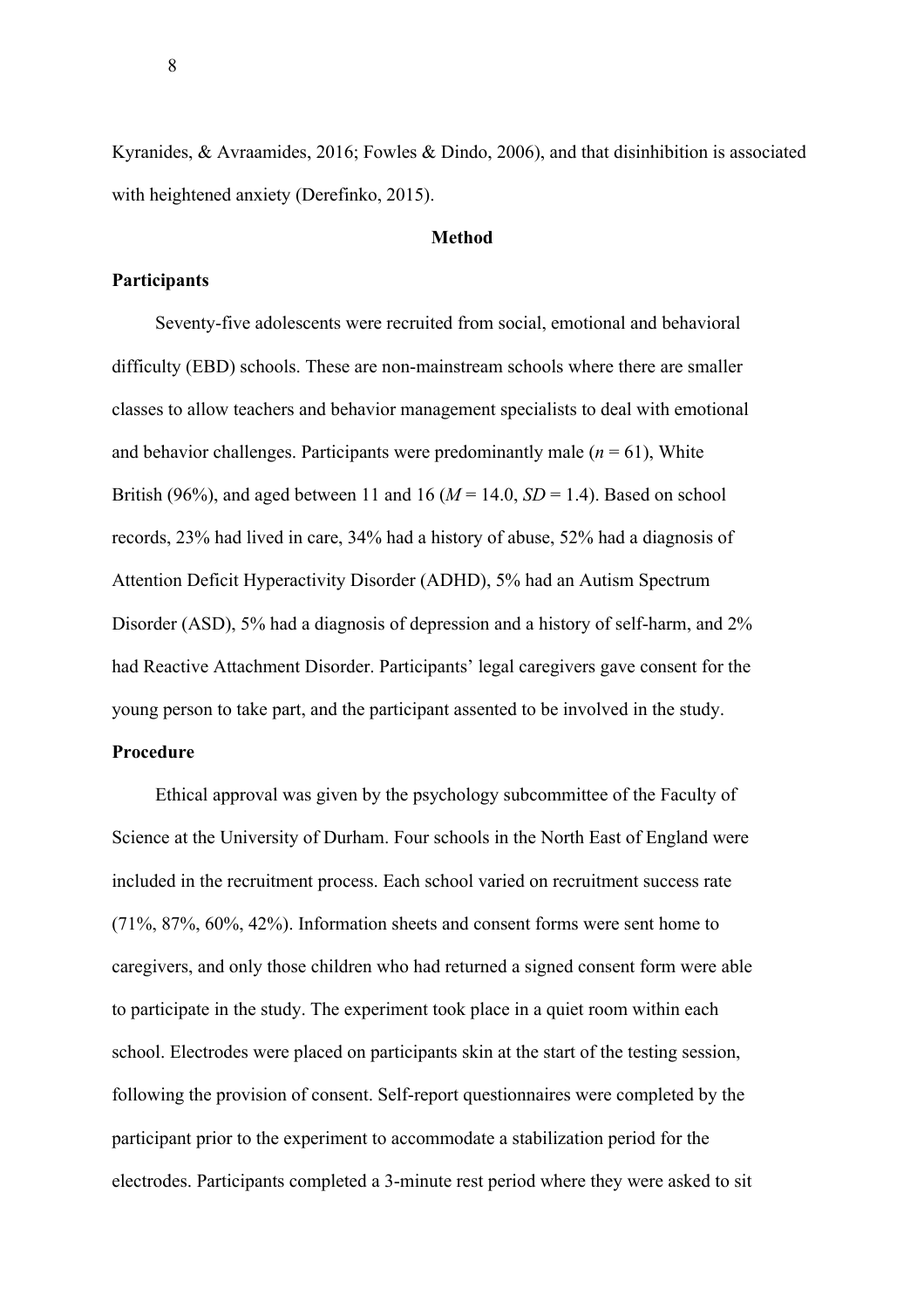Kyranides, & Avraamides, 2016; Fowles & Dindo, 2006), and that disinhibition is associated with heightened anxiety (Derefinko, 2015).

## Method

### Participants

Seventy-five adolescents were recruited from social, emotional and behavioral difficulty (EBD) schools. These are non-mainstream schools where there are smaller classes to allow teachers and behavior management specialists to deal with emotional and behavior challenges. Participants were predominantly male ($n = 61$), White British (96%), and aged between 11 and 16 ($M = 14.0$, $SD = 1.4$). Based on school records, 23% had lived in care, 34% had a history of abuse, 52% had a diagnosis of Attention Deficit Hyperactivity Disorder (ADHD), 5% had an Autism Spectrum Disorder (ASD), 5% had a diagnosis of depression and a history of self-harm, and 2% had Reactive Attachment Disorder. Participants' legal caregivers gave consent for the young person to take part, and the participant assented to be involved in the study.

### Procedure

Ethical approval was given by the psychology subcommittee of the Faculty of Science at the University of Durham. Four schools in the North East of England were included in the recruitment process. Each school varied on recruitment success rate (71%, 87%, 60%, 42%). Information sheets and consent forms were sent home to caregivers, and only those children who had returned a signed consent form were able to participate in the study. The experiment took place in a quiet room within each school. Electrodes were placed on participants skin at the start of the testing session, following the provision of consent. Self-report questionnaires were completed by the participant prior to the experiment to accommodate a stabilization period for the electrodes. Participants completed a 3-minute rest period where they were asked to sit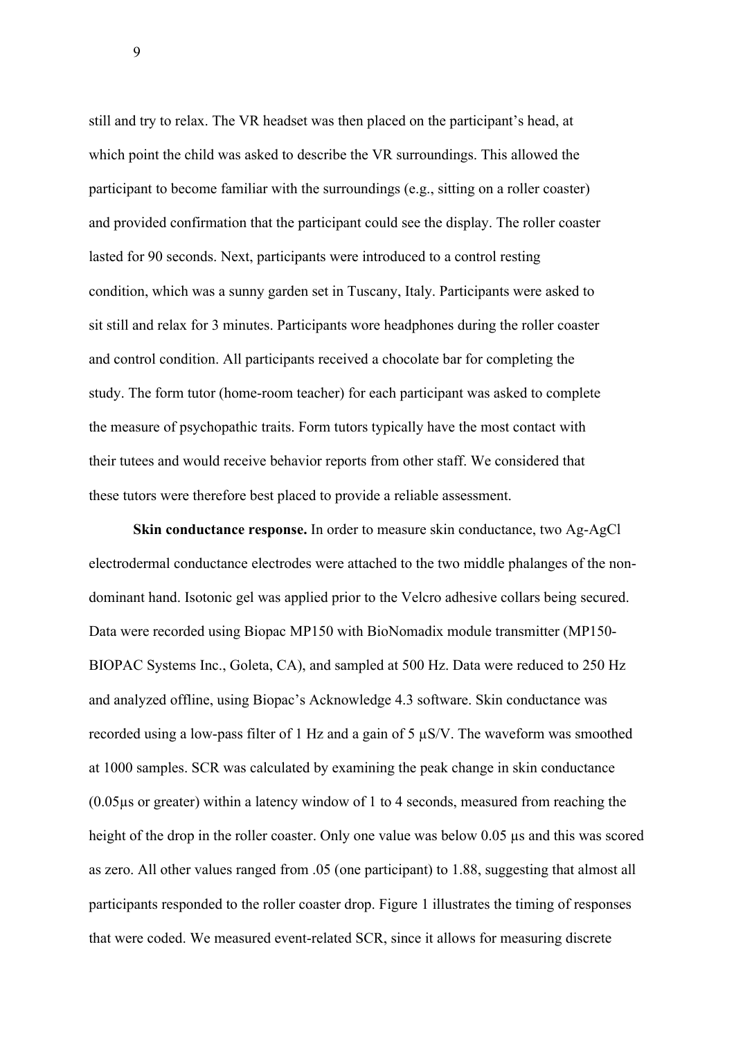still and try to relax. The VR headset was then placed on the participant's head, at which point the child was asked to describe the VR surroundings. This allowed the participant to become familiar with the surroundings (e.g., sitting on a roller coaster) and provided confirmation that the participant could see the display. The roller coaster lasted for 90 seconds. Next, participants were introduced to a control resting condition, which was a sunny garden set in Tuscany, Italy. Participants were asked to sit still and relax for 3 minutes. Participants wore headphones during the roller coaster and control condition. All participants received a chocolate bar for completing the study. The form tutor (home-room teacher) for each participant was asked to complete the measure of psychopathic traits. Form tutors typically have the most contact with their tutees and would receive behavior reports from other staff. We considered that these tutors were therefore best placed to provide a reliable assessment.

**Skin conductance response.** In order to measure skin conductance, two Ag-AgCl electrodermal conductance electrodes were attached to the two middle phalanges of the non-dominant hand. Isotonic gel was applied prior to the Velcro adhesive collars being secured. Data were recorded using Biopac MP150 with BioNomadix module transmitter (MP150-BIOPAC Systems Inc., Goleta, CA), and sampled at 500 Hz. Data were reduced to 250 Hz and analyzed offline, using Biopac's Acknowledge 4.3 software. Skin conductance was recorded using a low-pass filter of 1 Hz and a gain of 5 µS/V. The waveform was smoothed at 1000 samples. SCR was calculated by examining the peak change in skin conductance (0.05µs or greater) within a latency window of 1 to 4 seconds, measured from reaching the height of the drop in the roller coaster. Only one value was below 0.05 µs and this was scored as zero. All other values ranged from .05 (one participant) to 1.88, suggesting that almost all participants responded to the roller coaster drop. Figure 1 illustrates the timing of responses that were coded. We measured event-related SCR, since it allows for measuring discrete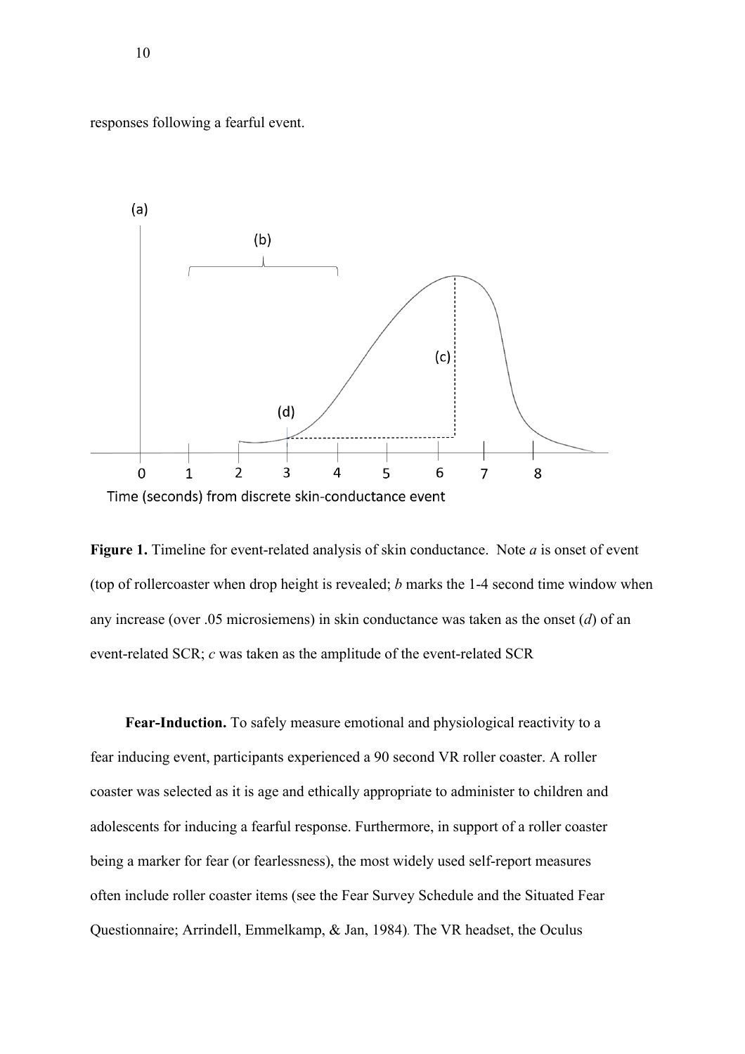responses following a fearful event.

(a)

(b)

(c)

(d)

0 1 2 3 4 5 6 7 8

Time (seconds) from discrete skin-conductance event

**Figure 1.** Timeline for event-related analysis of skin conductance. Note *a* is onset of event (top of rollercoaster when drop height is revealed; *b* marks the 1-4 second time window when any increase (over .05 microsiemens) in skin conductance was taken as the onset (*d*) of an event-related SCR; *c* was taken as the amplitude of the event-related SCR

**Fear-Induction.** To safely measure emotional and physiological reactivity to a fear inducing event, participants experienced a 90 second VR roller coaster. A roller coaster was selected as it is age and ethically appropriate to administer to children and adolescents for inducing a fearful response. Furthermore, in support of a roller coaster being a marker for fear (or fearlessness), the most widely used self-report measures often include roller coaster items (see the Fear Survey Schedule and the Situated Fear Questionnaire; Arrindell, Emmelkamp, & Jan, 1984). The VR headset, the Oculus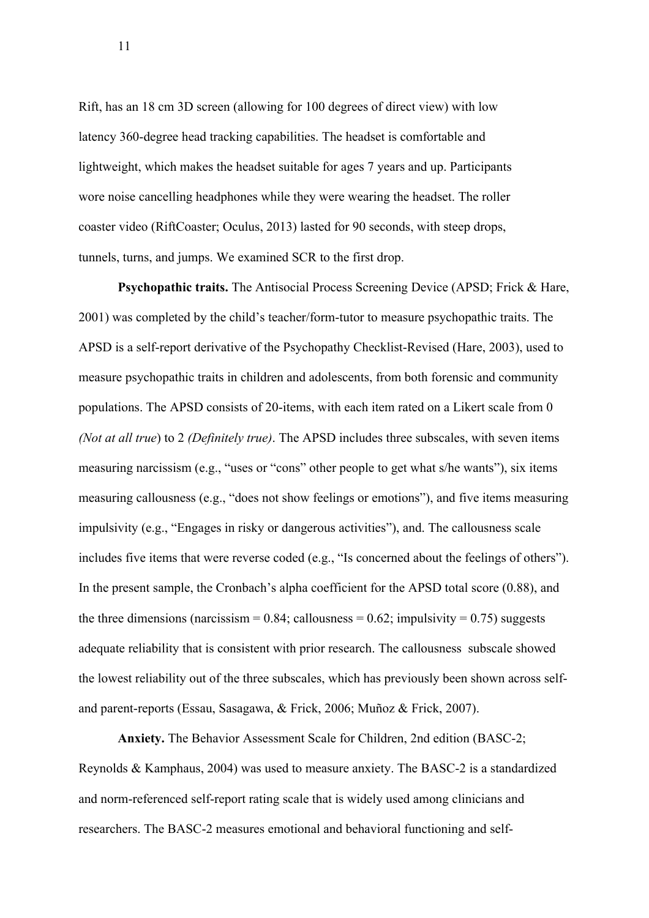Rift, has an 18 cm 3D screen (allowing for 100 degrees of direct view) with low latency 360-degree head tracking capabilities. The headset is comfortable and lightweight, which makes the headset suitable for ages 7 years and up. Participants wore noise cancelling headphones while they were wearing the headset. The roller coaster video (RiftCoaster; Oculus, 2013) lasted for 90 seconds, with steep drops, tunnels, turns, and jumps. We examined SCR to the first drop.

**Psychopathic traits.** The Antisocial Process Screening Device (APSD; Frick & Hare, 2001) was completed by the child's teacher/form-tutor to measure psychopathic traits. The APSD is a self-report derivative of the Psychopathy Checklist-Revised (Hare, 2003), used to measure psychopathic traits in children and adolescents, from both forensic and community populations. The APSD consists of 20-items, with each item rated on a Likert scale from 0 *(Not at all true*) to 2 *(Definitely true)*. The APSD includes three subscales, with seven items measuring narcissism (e.g., "uses or "cons" other people to get what s/he wants"), six items measuring callousness (e.g., "does not show feelings or emotions"), and five items measuring impulsivity (e.g., "Engages in risky or dangerous activities"), and. The callousness scale includes five items that were reverse coded (e.g., "Is concerned about the feelings of others"). In the present sample, the Cronbach's alpha coefficient for the APSD total score (0.88), and the three dimensions (narcissism = 0.84; callousness = 0.62; impulsivity = 0.75) suggests adequate reliability that is consistent with prior research. The callousness subscale showed the lowest reliability out of the three subscales, which has previously been shown across self- and parent-reports (Essau, Sasagawa, & Frick, 2006; Muñoz & Frick, 2007).

**Anxiety.** The Behavior Assessment Scale for Children, 2nd edition (BASC-2; Reynolds & Kamphaus, 2004) was used to measure anxiety. The BASC-2 is a standardized and norm-referenced self-report rating scale that is widely used among clinicians and researchers. The BASC-2 measures emotional and behavioral functioning and self-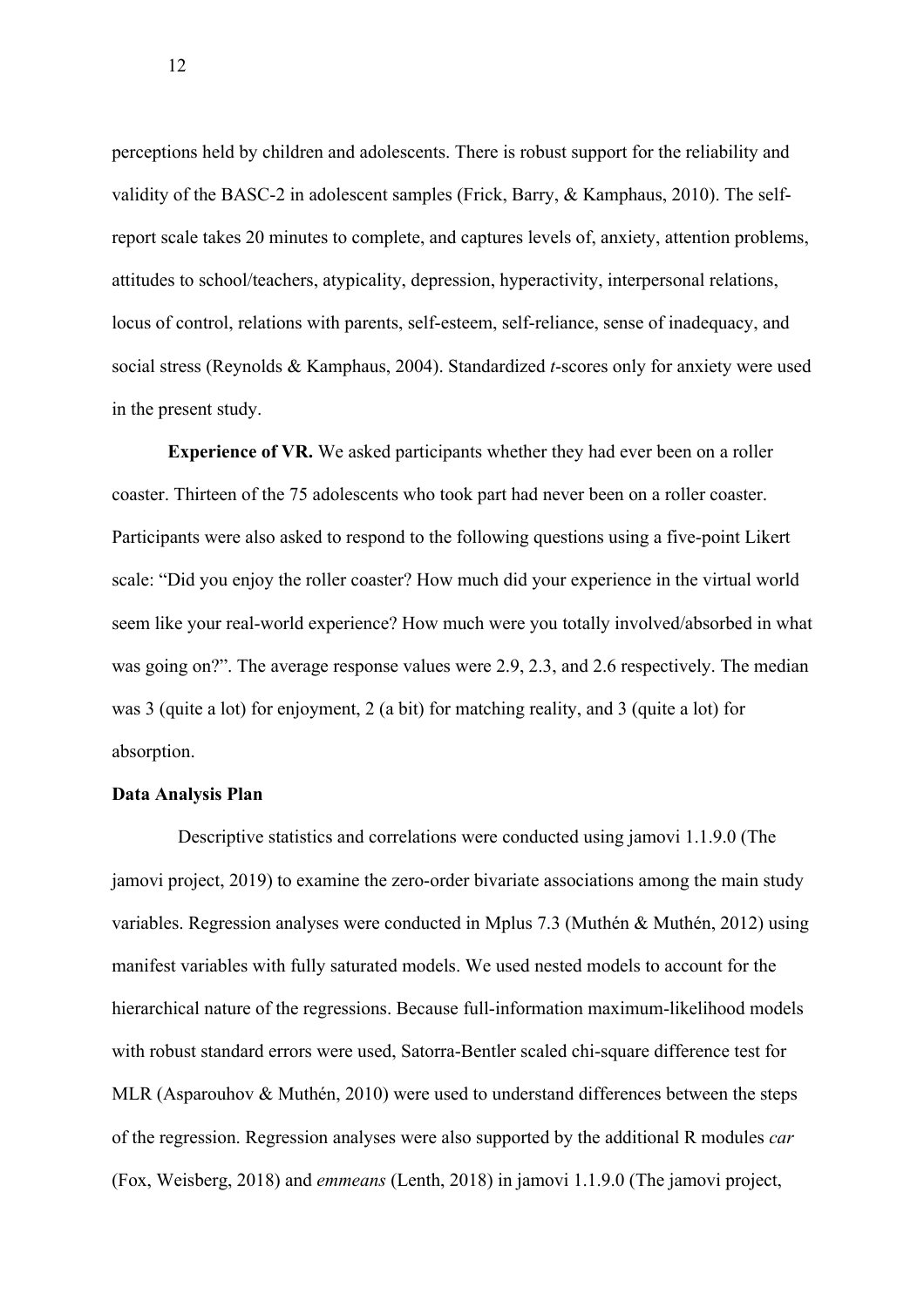perceptions held by children and adolescents. There is robust support for the reliability and validity of the BASC-2 in adolescent samples (Frick, Barry, & Kamphaus, 2010). The self-report scale takes 20 minutes to complete, and captures levels of, anxiety, attention problems, attitudes to school/teachers, atypicality, depression, hyperactivity, interpersonal relations, locus of control, relations with parents, self-esteem, self-reliance, sense of inadequacy, and social stress (Reynolds & Kamphaus, 2004). Standardized *t*-scores only for anxiety were used in the present study.

**Experience of VR.** We asked participants whether they had ever been on a roller coaster. Thirteen of the 75 adolescents who took part had never been on a roller coaster. Participants were also asked to respond to the following questions using a five-point Likert scale: "Did you enjoy the roller coaster? How much did your experience in the virtual world seem like your real-world experience? How much were you totally involved/absorbed in what was going on?". The average response values were 2.9, 2.3, and 2.6 respectively. The median was 3 (quite a lot) for enjoyment, 2 (a bit) for matching reality, and 3 (quite a lot) for absorption.

**Data Analysis Plan**

Descriptive statistics and correlations were conducted using jamovi 1.1.9.0 (The jamovi project, 2019) to examine the zero-order bivariate associations among the main study variables. Regression analyses were conducted in Mplus 7.3 (Muthén & Muthén, 2012) using manifest variables with fully saturated models. We used nested models to account for the hierarchical nature of the regressions. Because full-information maximum-likelihood models with robust standard errors were used, Satorra-Bentler scaled chi-square difference test for MLR (Asparouhov & Muthén, 2010) were used to understand differences between the steps of the regression. Regression analyses were also supported by the additional R modules *car* (Fox, Weisberg, 2018) and *emmeans* (Lenth, 2018) in jamovi 1.1.9.0 (The jamovi project,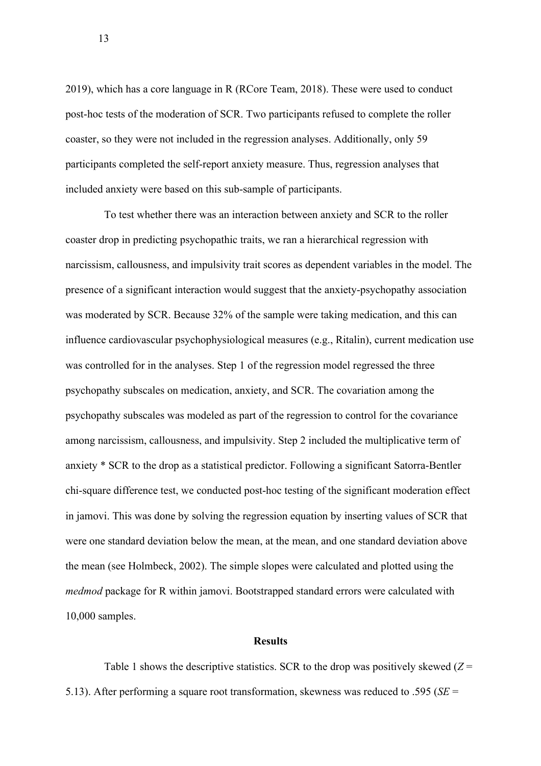2019), which has a core language in R (RCore Team, 2018). These were used to conduct post-hoc tests of the moderation of SCR. Two participants refused to complete the roller coaster, so they were not included in the regression analyses. Additionally, only 59 participants completed the self-report anxiety measure. Thus, regression analyses that included anxiety were based on this sub-sample of participants.

To test whether there was an interaction between anxiety and SCR to the roller coaster drop in predicting psychopathic traits, we ran a hierarchical regression with narcissism, callousness, and impulsivity trait scores as dependent variables in the model. The presence of a significant interaction would suggest that the anxiety-psychopathy association was moderated by SCR. Because 32% of the sample were taking medication, and this can influence cardiovascular psychophysiological measures (e.g., Ritalin), current medication use was controlled for in the analyses. Step 1 of the regression model regressed the three psychopathy subscales on medication, anxiety, and SCR. The covariation among the psychopathy subscales was modeled as part of the regression to control for the covariance among narcissism, callousness, and impulsivity. Step 2 included the multiplicative term of anxiety * SCR to the drop as a statistical predictor. Following a significant Satorra-Bentler chi-square difference test, we conducted post-hoc testing of the significant moderation effect in jamovi. This was done by solving the regression equation by inserting values of SCR that were one standard deviation below the mean, at the mean, and one standard deviation above the mean (see Holmbeck, 2002). The simple slopes were calculated and plotted using the *medmod* package for R within jamovi. Bootstrapped standard errors were calculated with 10,000 samples.

## Results

Table 1 shows the descriptive statistics. SCR to the drop was positively skewed ($Z$ = 5.13). After performing a square root transformation, skewness was reduced to .595 ($SE$ =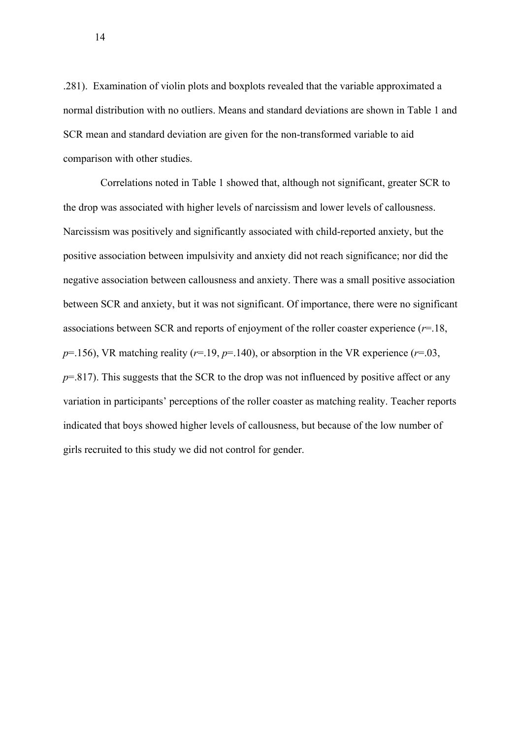.281). Examination of violin plots and boxplots revealed that the variable approximated a normal distribution with no outliers. Means and standard deviations are shown in Table 1 and SCR mean and standard deviation are given for the non-transformed variable to aid comparison with other studies.

Correlations noted in Table 1 showed that, although not significant, greater SCR to the drop was associated with higher levels of narcissism and lower levels of callousness. Narcissism was positively and significantly associated with child-reported anxiety, but the positive association between impulsivity and anxiety did not reach significance; nor did the negative association between callousness and anxiety. There was a small positive association between SCR and anxiety, but it was not significant. Of importance, there were no significant associations between SCR and reports of enjoyment of the roller coaster experience ($r$=.18, $p$=.156), VR matching reality ($r$=.19, $p$=.140), or absorption in the VR experience ($r$=.03, $p$=.817). This suggests that the SCR to the drop was not influenced by positive affect or any variation in participants' perceptions of the roller coaster as matching reality. Teacher reports indicated that boys showed higher levels of callousness, but because of the low number of girls recruited to this study we did not control for gender.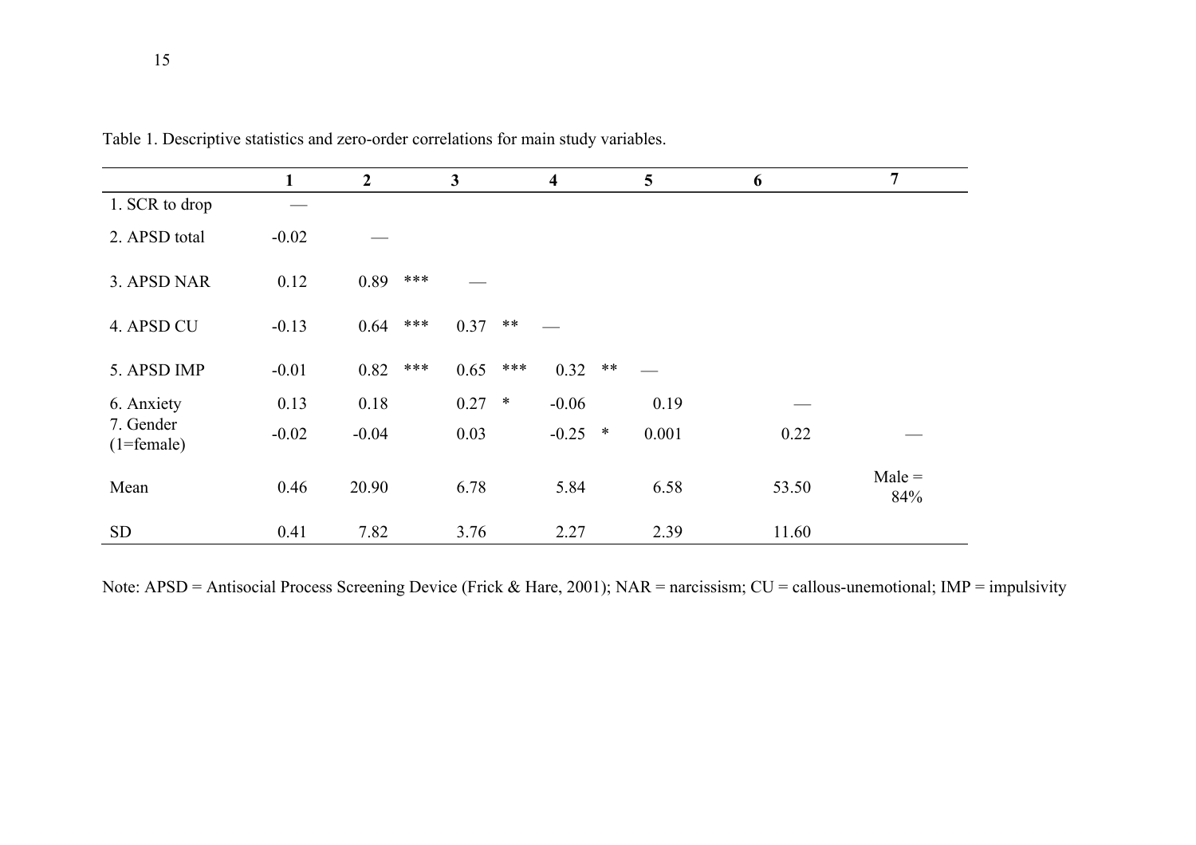Table 1. Descriptive statistics and zero-order correlations for main study variables.

| | 1 | 2 | 3 | 4 | 5 | 6 | 7 |
|---|---|---|---|---|---|---|---|
| 1. SCR to drop | — | | | | | | |
| 2. APSD total | -0.02 | — | | | | | |
| 3. APSD NAR | 0.12 | 0.89 *** | — | | | | |
| 4. APSD CU | -0.13 | 0.64 *** | 0.37 ** | — | | | |
| 5. APSD IMP | -0.01 | 0.82 *** | 0.65 *** | 0.32 ** | — | | |
| 6. Anxiety | 0.13 | 0.18 | 0.27 * | -0.06 | 0.19 | — | |
| 7. Gender (1=female) | -0.02 | -0.04 | 0.03 | -0.25 * | 0.001 | 0.22 | — |
| Mean | 0.46 | 20.90 | 6.78 | 5.84 | 6.58 | 53.50 | Male = 84% |
| SD | 0.41 | 7.82 | 3.76 | 2.27 | 2.39 | 11.60 | |

Note: APSD = Antisocial Process Screening Device (Frick & Hare, 2001); NAR = narcissism; CU = callous-unemotional; IMP = impulsivity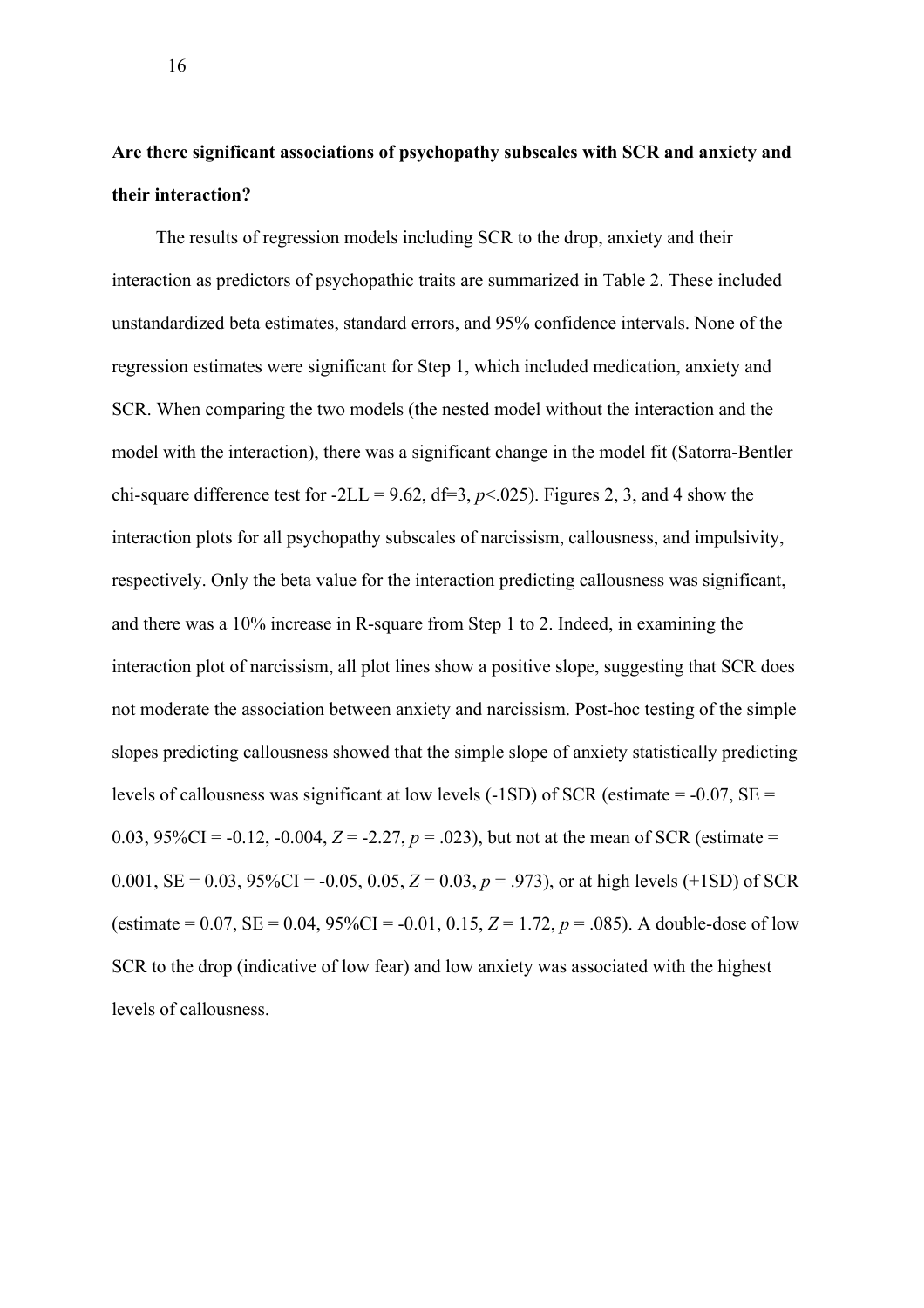**Are there significant associations of psychopathy subscales with SCR and anxiety and their interaction?**

The results of regression models including SCR to the drop, anxiety and their interaction as predictors of psychopathic traits are summarized in Table 2. These included unstandardized beta estimates, standard errors, and 95% confidence intervals. None of the regression estimates were significant for Step 1, which included medication, anxiety and SCR. When comparing the two models (the nested model without the interaction and the model with the interaction), there was a significant change in the model fit (Satorra-Bentler chi-square difference test for -2LL = 9.62, df=3, $p<.025$). Figures 2, 3, and 4 show the interaction plots for all psychopathy subscales of narcissism, callousness, and impulsivity, respectively. Only the beta value for the interaction predicting callousness was significant, and there was a 10% increase in R-square from Step 1 to 2. Indeed, in examining the interaction plot of narcissism, all plot lines show a positive slope, suggesting that SCR does not moderate the association between anxiety and narcissism. Post-hoc testing of the simple slopes predicting callousness showed that the simple slope of anxiety statistically predicting levels of callousness was significant at low levels (-1SD) of SCR (estimate = -0.07, SE = 0.03, 95%CI = -0.12, -0.004, $Z = -2.27$, $p = .023$), but not at the mean of SCR (estimate = 0.001, SE = 0.03, 95%CI = -0.05, 0.05, $Z = 0.03$, $p = .973$), or at high levels (+1SD) of SCR (estimate = 0.07, SE = 0.04, 95%CI = -0.01, 0.15, $Z = 1.72$, $p = .085$). A double-dose of low SCR to the drop (indicative of low fear) and low anxiety was associated with the highest levels of callousness.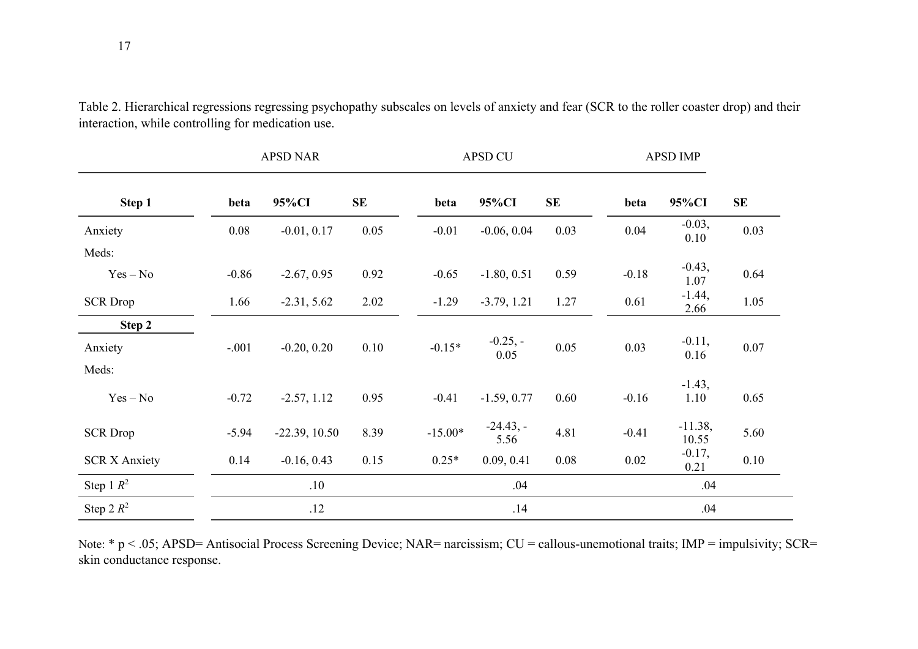Table 2. Hierarchical regressions regressing psychopathy subscales on levels of anxiety and fear (SCR to the roller coaster drop) and their interaction, while controlling for medication use.

| | APSD NAR | | | APSD CU | | | APSD IMP | | |
|---|---|---|---|---|---|---|---|---|---|
| **Step 1** | **beta** | **95%CI** | **SE** | **beta** | **95%CI** | **SE** | **beta** | **95%CI** | **SE** |
| Anxiety | 0.08 | -0.01, 0.17 | 0.05 | -0.01 | -0.06, 0.04 | 0.03 | 0.04 | -0.03, 0.10 | 0.03 |
| Meds: | | | | | | | | | |
| Yes – No | -0.86 | -2.67, 0.95 | 0.92 | -0.65 | -1.80, 0.51 | 0.59 | -0.18 | -0.43, 1.07 | 0.64 |
| SCR Drop | 1.66 | -2.31, 5.62 | 2.02 | -1.29 | -3.79, 1.21 | 1.27 | 0.61 | -1.44, 2.66 | 1.05 |
| **Step 2** | | | | | | | | | |
| Anxiety | -.001 | -0.20, 0.20 | 0.10 | -0.15* | -0.25, -0.05 | 0.05 | 0.03 | -0.11, 0.16 | 0.07 |
| Meds: | | | | | | | | | |
| Yes – No | -0.72 | -2.57, 1.12 | 0.95 | -0.41 | -1.59, 0.77 | 0.60 | -0.16 | -1.43, 1.10 | 0.65 |
| SCR Drop | -5.94 | -22.39, 10.50 | 8.39 | -15.00* | -24.43, -5.56 | 4.81 | -0.41 | -11.38, 10.55 | 5.60 |
| SCR X Anxiety | 0.14 | -0.16, 0.43 | 0.15 | 0.25* | 0.09, 0.41 | 0.08 | 0.02 | -0.17, 0.21 | 0.10 |
| Step 1 $R^2$ | .10 | | | .04 | | | .04 | | |
| Step 2 $R^2$ | .12 | | | .14 | | | .04 | | |

Note: * $p < .05$; APSD= Antisocial Process Screening Device; NAR= narcissism; CU = callous-unemotional traits; IMP = impulsivity; SCR= skin conductance response.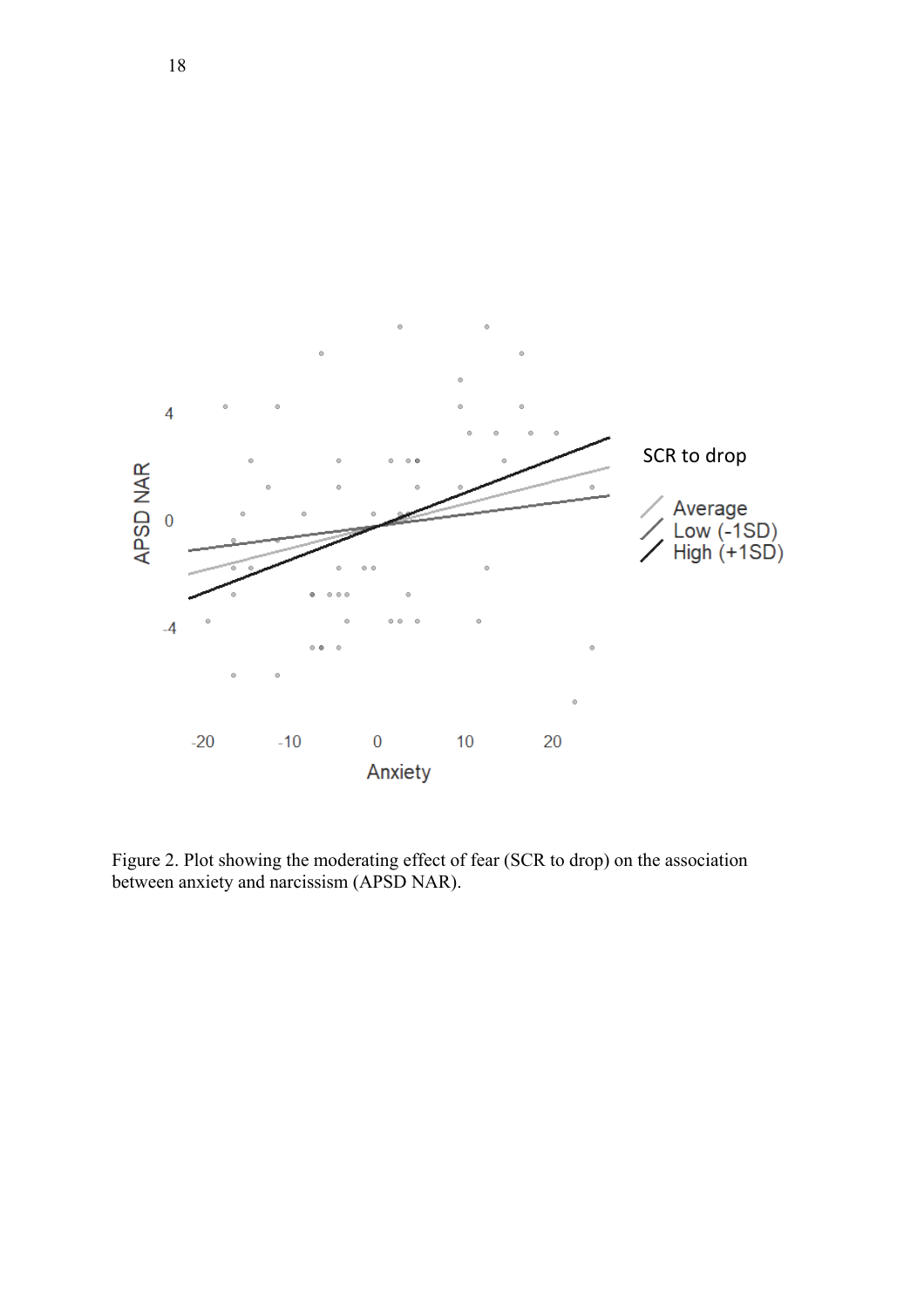APSD NAR

4

0

-4

-20

-10

0

10

20

Anxiety

SCR to drop

Average

Low (-1SD)

High (+1SD)

Figure 2. Plot showing the moderating effect of fear (SCR to drop) on the association between anxiety and narcissism (APSD NAR).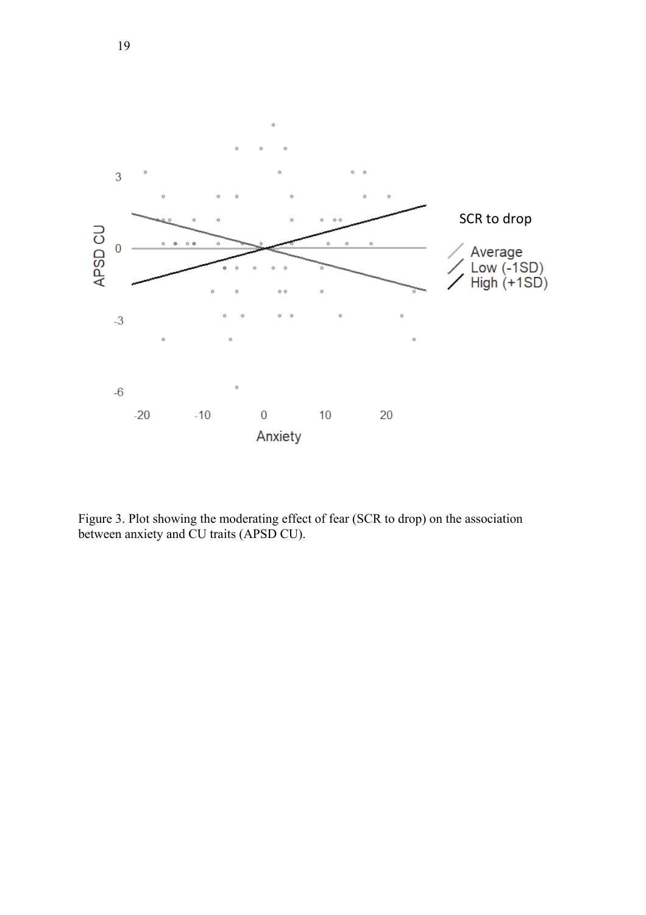3

0

-3

-6

-20 -10 0 10 20

Anxiety

APSD CU

SCR to drop

Average

Low (-1SD)

High (+1SD)

Figure 3. Plot showing the moderating effect of fear (SCR to drop) on the association between anxiety and CU traits (APSD CU).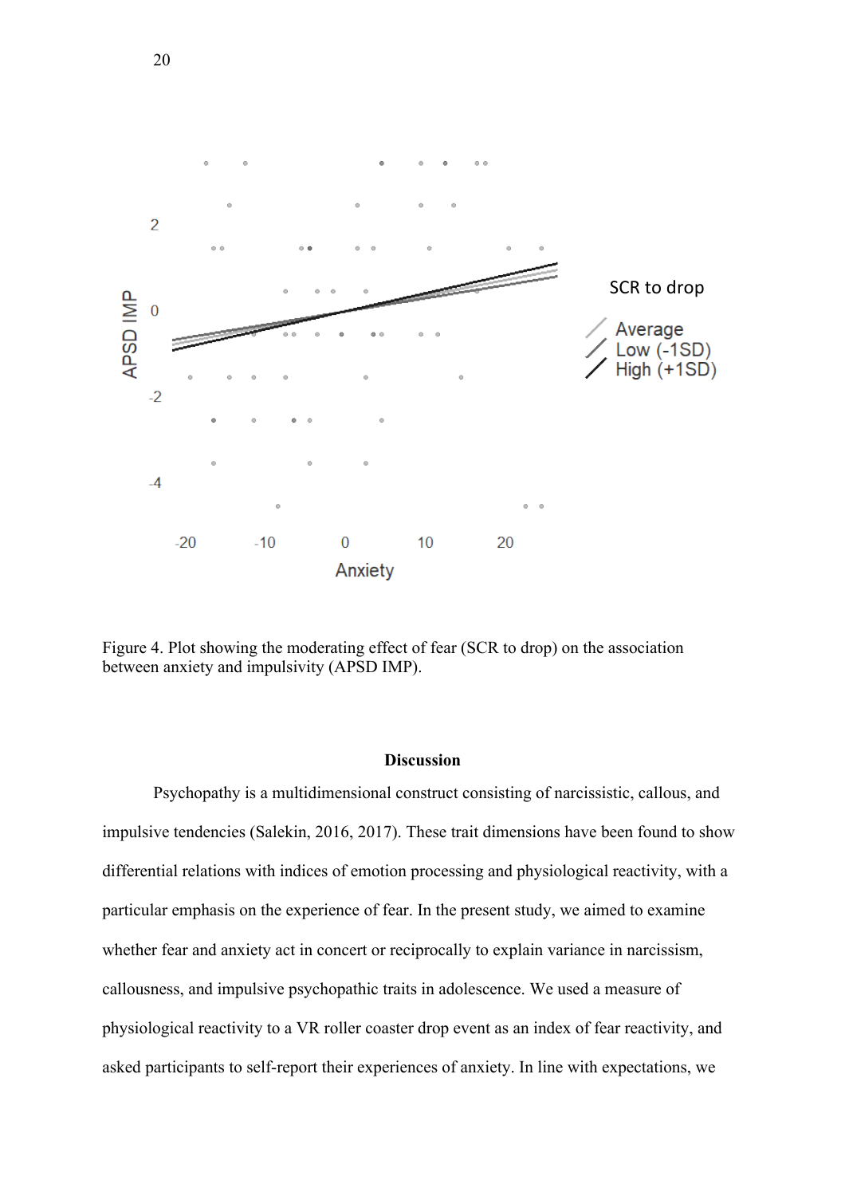2
0
-2
-4
APSD IMP
-20
-10
0
10
20
Anxiety

SCR to drop
Average
Low (-1SD)
High (+1SD)

Figure 4. Plot showing the moderating effect of fear (SCR to drop) on the association between anxiety and impulsivity (APSD IMP).

## Discussion

Psychopathy is a multidimensional construct consisting of narcissistic, callous, and impulsive tendencies (Salekin, 2016, 2017). These trait dimensions have been found to show differential relations with indices of emotion processing and physiological reactivity, with a particular emphasis on the experience of fear. In the present study, we aimed to examine whether fear and anxiety act in concert or reciprocally to explain variance in narcissism, callousness, and impulsive psychopathic traits in adolescence. We used a measure of physiological reactivity to a VR roller coaster drop event as an index of fear reactivity, and asked participants to self-report their experiences of anxiety. In line with expectations, we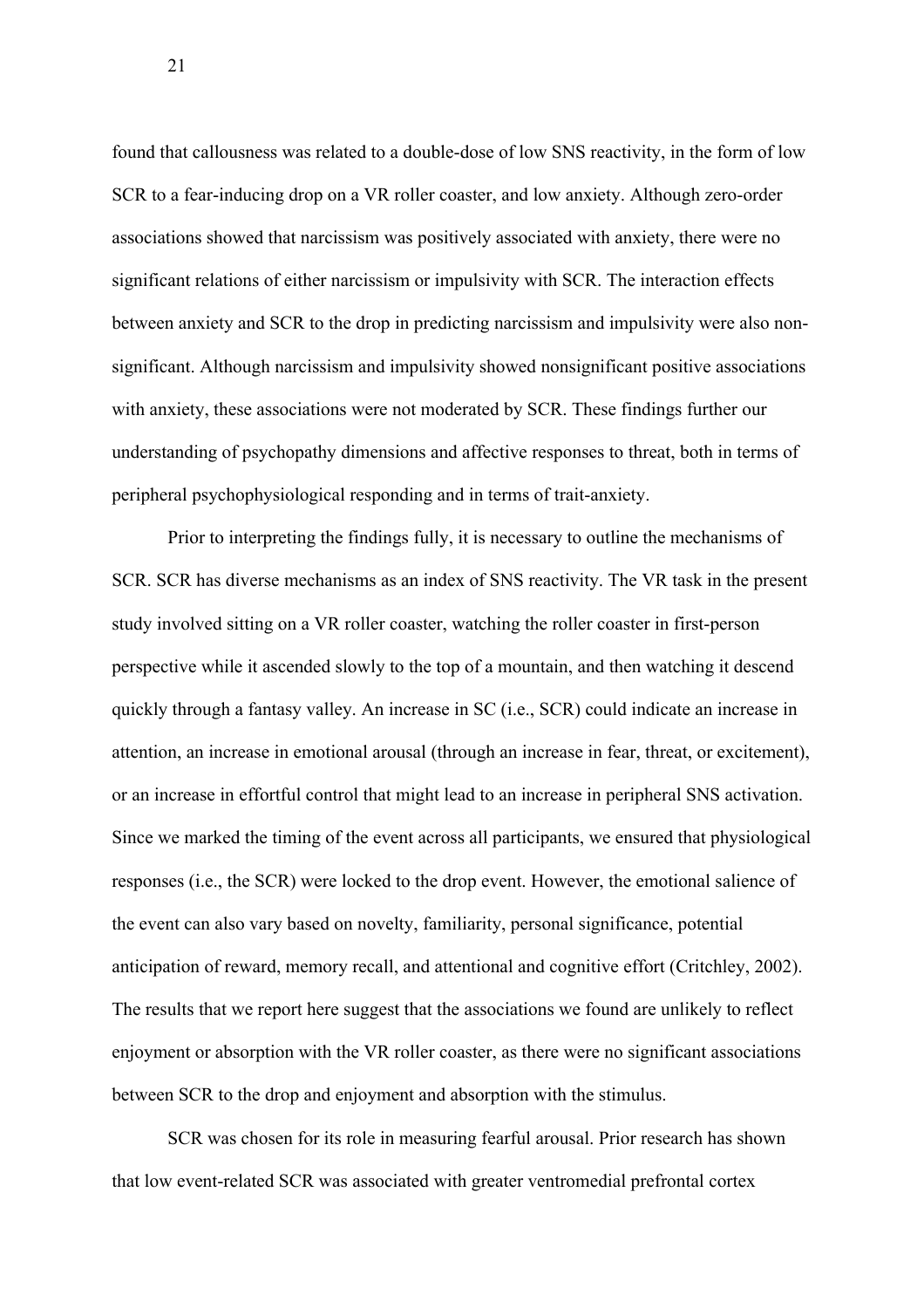found that callousness was related to a double-dose of low SNS reactivity, in the form of low SCR to a fear-inducing drop on a VR roller coaster, and low anxiety. Although zero-order associations showed that narcissism was positively associated with anxiety, there were no significant relations of either narcissism or impulsivity with SCR. The interaction effects between anxiety and SCR to the drop in predicting narcissism and impulsivity were also non-significant. Although narcissism and impulsivity showed nonsignificant positive associations with anxiety, these associations were not moderated by SCR. These findings further our understanding of psychopathy dimensions and affective responses to threat, both in terms of peripheral psychophysiological responding and in terms of trait-anxiety.

Prior to interpreting the findings fully, it is necessary to outline the mechanisms of SCR. SCR has diverse mechanisms as an index of SNS reactivity. The VR task in the present study involved sitting on a VR roller coaster, watching the roller coaster in first-person perspective while it ascended slowly to the top of a mountain, and then watching it descend quickly through a fantasy valley. An increase in SC (i.e., SCR) could indicate an increase in attention, an increase in emotional arousal (through an increase in fear, threat, or excitement), or an increase in effortful control that might lead to an increase in peripheral SNS activation. Since we marked the timing of the event across all participants, we ensured that physiological responses (i.e., the SCR) were locked to the drop event. However, the emotional salience of the event can also vary based on novelty, familiarity, personal significance, potential anticipation of reward, memory recall, and attentional and cognitive effort (Critchley, 2002). The results that we report here suggest that the associations we found are unlikely to reflect enjoyment or absorption with the VR roller coaster, as there were no significant associations between SCR to the drop and enjoyment and absorption with the stimulus.

SCR was chosen for its role in measuring fearful arousal. Prior research has shown that low event-related SCR was associated with greater ventromedial prefrontal cortex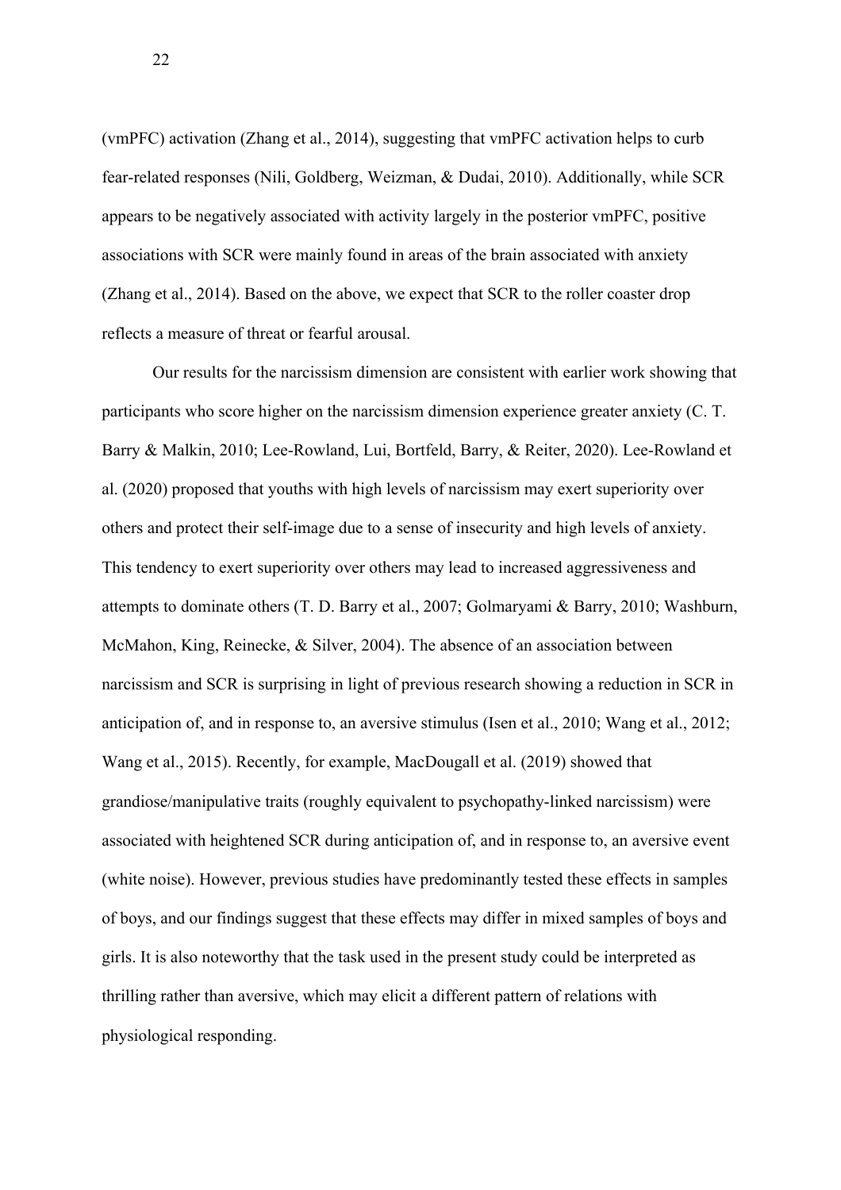(vmPFC) activation (Zhang et al., 2014), suggesting that vmPFC activation helps to curb fear-related responses (Nili, Goldberg, Weizman, & Dudai, 2010). Additionally, while SCR appears to be negatively associated with activity largely in the posterior vmPFC, positive associations with SCR were mainly found in areas of the brain associated with anxiety (Zhang et al., 2014). Based on the above, we expect that SCR to the roller coaster drop reflects a measure of threat or fearful arousal.

Our results for the narcissism dimension are consistent with earlier work showing that participants who score higher on the narcissism dimension experience greater anxiety (C. T. Barry & Malkin, 2010; Lee-Rowland, Lui, Bortfeld, Barry, & Reiter, 2020). Lee-Rowland et al. (2020) proposed that youths with high levels of narcissism may exert superiority over others and protect their self-image due to a sense of insecurity and high levels of anxiety. This tendency to exert superiority over others may lead to increased aggressiveness and attempts to dominate others (T. D. Barry et al., 2007; Golmaryami & Barry, 2010; Washburn, McMahon, King, Reinecke, & Silver, 2004). The absence of an association between narcissism and SCR is surprising in light of previous research showing a reduction in SCR in anticipation of, and in response to, an aversive stimulus (Isen et al., 2010; Wang et al., 2012; Wang et al., 2015). Recently, for example, MacDougall et al. (2019) showed that grandiose/manipulative traits (roughly equivalent to psychopathy-linked narcissism) were associated with heightened SCR during anticipation of, and in response to, an aversive event (white noise). However, previous studies have predominantly tested these effects in samples of boys, and our findings suggest that these effects may differ in mixed samples of boys and girls. It is also noteworthy that the task used in the present study could be interpreted as thrilling rather than aversive, which may elicit a different pattern of relations with physiological responding.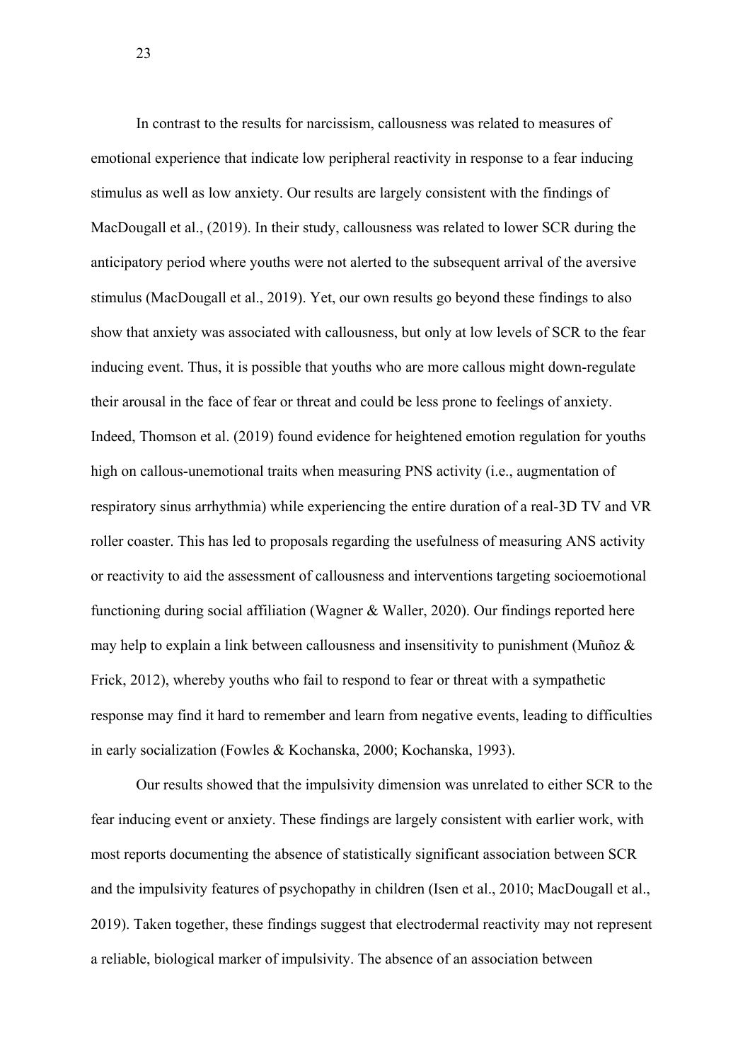In contrast to the results for narcissism, callousness was related to measures of emotional experience that indicate low peripheral reactivity in response to a fear inducing stimulus as well as low anxiety. Our results are largely consistent with the findings of MacDougall et al., (2019). In their study, callousness was related to lower SCR during the anticipatory period where youths were not alerted to the subsequent arrival of the aversive stimulus (MacDougall et al., 2019). Yet, our own results go beyond these findings to also show that anxiety was associated with callousness, but only at low levels of SCR to the fear inducing event. Thus, it is possible that youths who are more callous might down-regulate their arousal in the face of fear or threat and could be less prone to feelings of anxiety. Indeed, Thomson et al. (2019) found evidence for heightened emotion regulation for youths high on callous-unemotional traits when measuring PNS activity (i.e., augmentation of respiratory sinus arrhythmia) while experiencing the entire duration of a real-3D TV and VR roller coaster. This has led to proposals regarding the usefulness of measuring ANS activity or reactivity to aid the assessment of callousness and interventions targeting socioemotional functioning during social affiliation (Wagner & Waller, 2020). Our findings reported here may help to explain a link between callousness and insensitivity to punishment (Muñoz & Frick, 2012), whereby youths who fail to respond to fear or threat with a sympathetic response may find it hard to remember and learn from negative events, leading to difficulties in early socialization (Fowles & Kochanska, 2000; Kochanska, 1993).

Our results showed that the impulsivity dimension was unrelated to either SCR to the fear inducing event or anxiety. These findings are largely consistent with earlier work, with most reports documenting the absence of statistically significant association between SCR and the impulsivity features of psychopathy in children (Isen et al., 2010; MacDougall et al., 2019). Taken together, these findings suggest that electrodermal reactivity may not represent a reliable, biological marker of impulsivity. The absence of an association between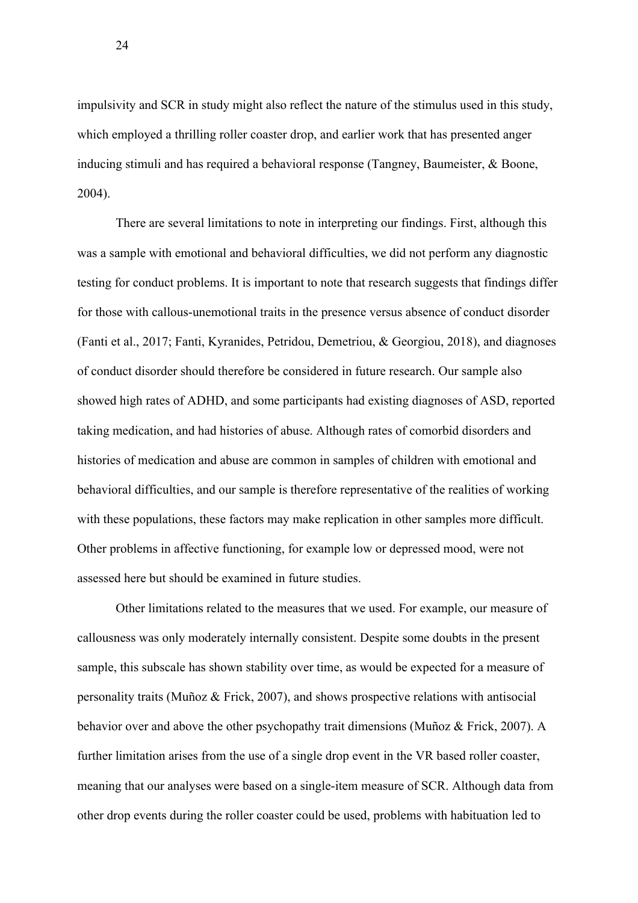impulsivity and SCR in study might also reflect the nature of the stimulus used in this study, which employed a thrilling roller coaster drop, and earlier work that has presented anger inducing stimuli and has required a behavioral response (Tangney, Baumeister, & Boone, 2004).

There are several limitations to note in interpreting our findings. First, although this was a sample with emotional and behavioral difficulties, we did not perform any diagnostic testing for conduct problems. It is important to note that research suggests that findings differ for those with callous-unemotional traits in the presence versus absence of conduct disorder (Fanti et al., 2017; Fanti, Kyranides, Petridou, Demetriou, & Georgiou, 2018), and diagnoses of conduct disorder should therefore be considered in future research. Our sample also showed high rates of ADHD, and some participants had existing diagnoses of ASD, reported taking medication, and had histories of abuse. Although rates of comorbid disorders and histories of medication and abuse are common in samples of children with emotional and behavioral difficulties, and our sample is therefore representative of the realities of working with these populations, these factors may make replication in other samples more difficult. Other problems in affective functioning, for example low or depressed mood, were not assessed here but should be examined in future studies.

Other limitations related to the measures that we used. For example, our measure of callousness was only moderately internally consistent. Despite some doubts in the present sample, this subscale has shown stability over time, as would be expected for a measure of personality traits (Muñoz & Frick, 2007), and shows prospective relations with antisocial behavior over and above the other psychopathy trait dimensions (Muñoz & Frick, 2007). A further limitation arises from the use of a single drop event in the VR based roller coaster, meaning that our analyses were based on a single-item measure of SCR. Although data from other drop events during the roller coaster could be used, problems with habituation led to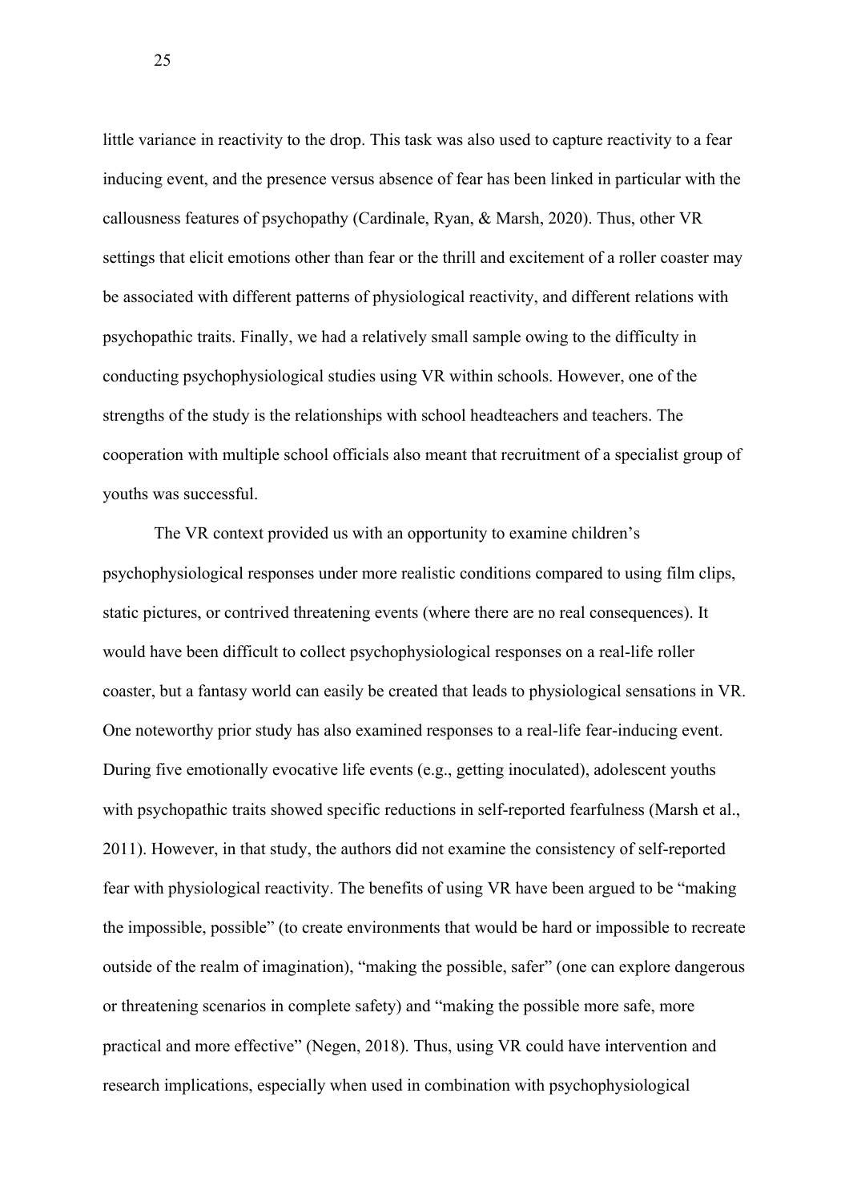little variance in reactivity to the drop. This task was also used to capture reactivity to a fear inducing event, and the presence versus absence of fear has been linked in particular with the callousness features of psychopathy (Cardinale, Ryan, & Marsh, 2020). Thus, other VR settings that elicit emotions other than fear or the thrill and excitement of a roller coaster may be associated with different patterns of physiological reactivity, and different relations with psychopathic traits. Finally, we had a relatively small sample owing to the difficulty in conducting psychophysiological studies using VR within schools. However, one of the strengths of the study is the relationships with school headteachers and teachers. The cooperation with multiple school officials also meant that recruitment of a specialist group of youths was successful.

The VR context provided us with an opportunity to examine children's psychophysiological responses under more realistic conditions compared to using film clips, static pictures, or contrived threatening events (where there are no real consequences). It would have been difficult to collect psychophysiological responses on a real-life roller coaster, but a fantasy world can easily be created that leads to physiological sensations in VR. One noteworthy prior study has also examined responses to a real-life fear-inducing event. During five emotionally evocative life events (e.g., getting inoculated), adolescent youths with psychopathic traits showed specific reductions in self-reported fearfulness (Marsh et al., 2011). However, in that study, the authors did not examine the consistency of self-reported fear with physiological reactivity. The benefits of using VR have been argued to be "making the impossible, possible" (to create environments that would be hard or impossible to recreate outside of the realm of imagination), "making the possible, safer" (one can explore dangerous or threatening scenarios in complete safety) and "making the possible more safe, more practical and more effective" (Negen, 2018). Thus, using VR could have intervention and research implications, especially when used in combination with psychophysiological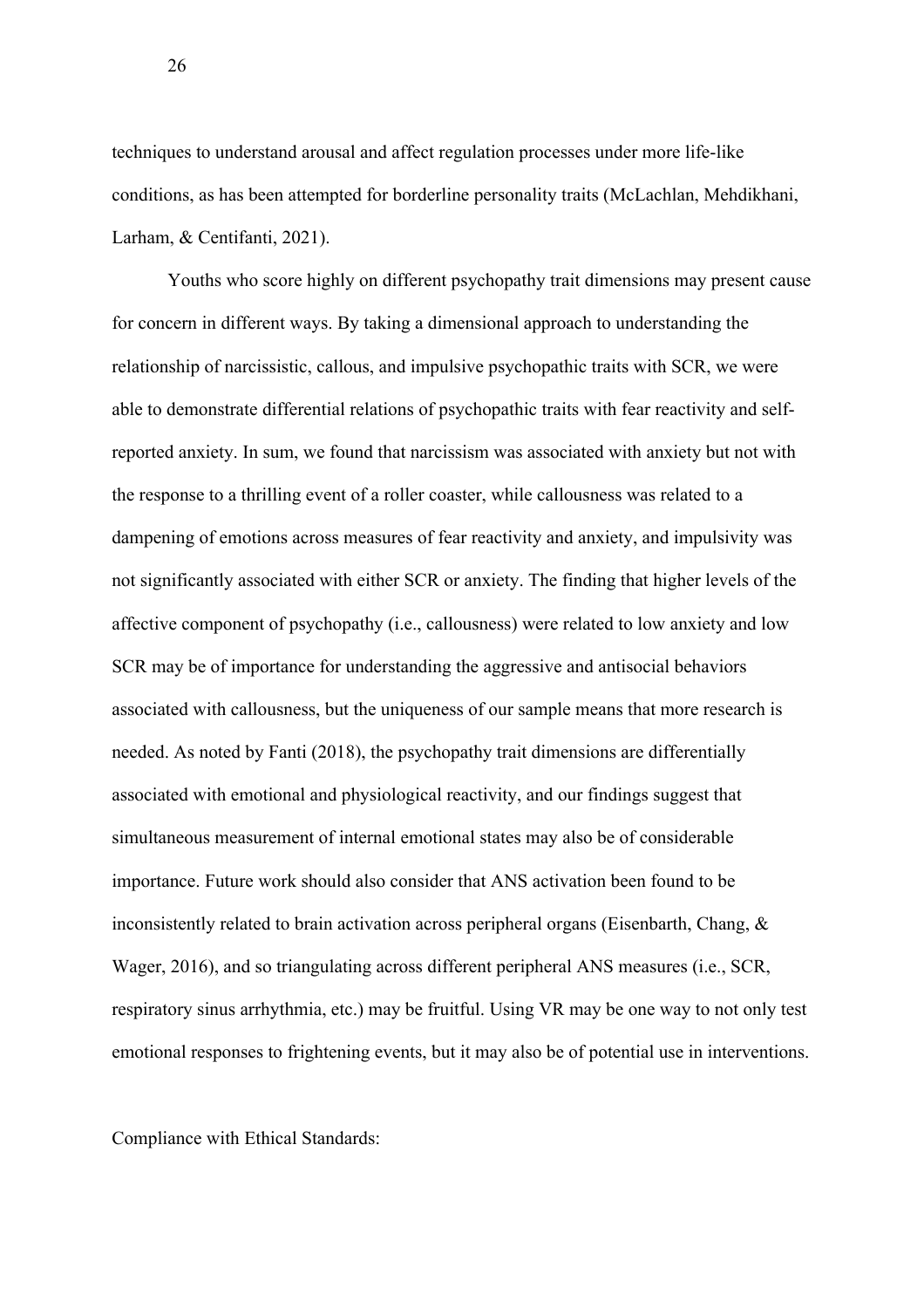techniques to understand arousal and affect regulation processes under more life-like conditions, as has been attempted for borderline personality traits (McLachlan, Mehdikhani, Larham, & Centifanti, 2021).

Youths who score highly on different psychopathy trait dimensions may present cause for concern in different ways. By taking a dimensional approach to understanding the relationship of narcissistic, callous, and impulsive psychopathic traits with SCR, we were able to demonstrate differential relations of psychopathic traits with fear reactivity and self-reported anxiety. In sum, we found that narcissism was associated with anxiety but not with the response to a thrilling event of a roller coaster, while callousness was related to a dampening of emotions across measures of fear reactivity and anxiety, and impulsivity was not significantly associated with either SCR or anxiety. The finding that higher levels of the affective component of psychopathy (i.e., callousness) were related to low anxiety and low SCR may be of importance for understanding the aggressive and antisocial behaviors associated with callousness, but the uniqueness of our sample means that more research is needed. As noted by Fanti (2018), the psychopathy trait dimensions are differentially associated with emotional and physiological reactivity, and our findings suggest that simultaneous measurement of internal emotional states may also be of considerable importance. Future work should also consider that ANS activation been found to be inconsistently related to brain activation across peripheral organs (Eisenbarth, Chang, & Wager, 2016), and so triangulating across different peripheral ANS measures (i.e., SCR, respiratory sinus arrhythmia, etc.) may be fruitful. Using VR may be one way to not only test emotional responses to frightening events, but it may also be of potential use in interventions.

Compliance with Ethical Standards: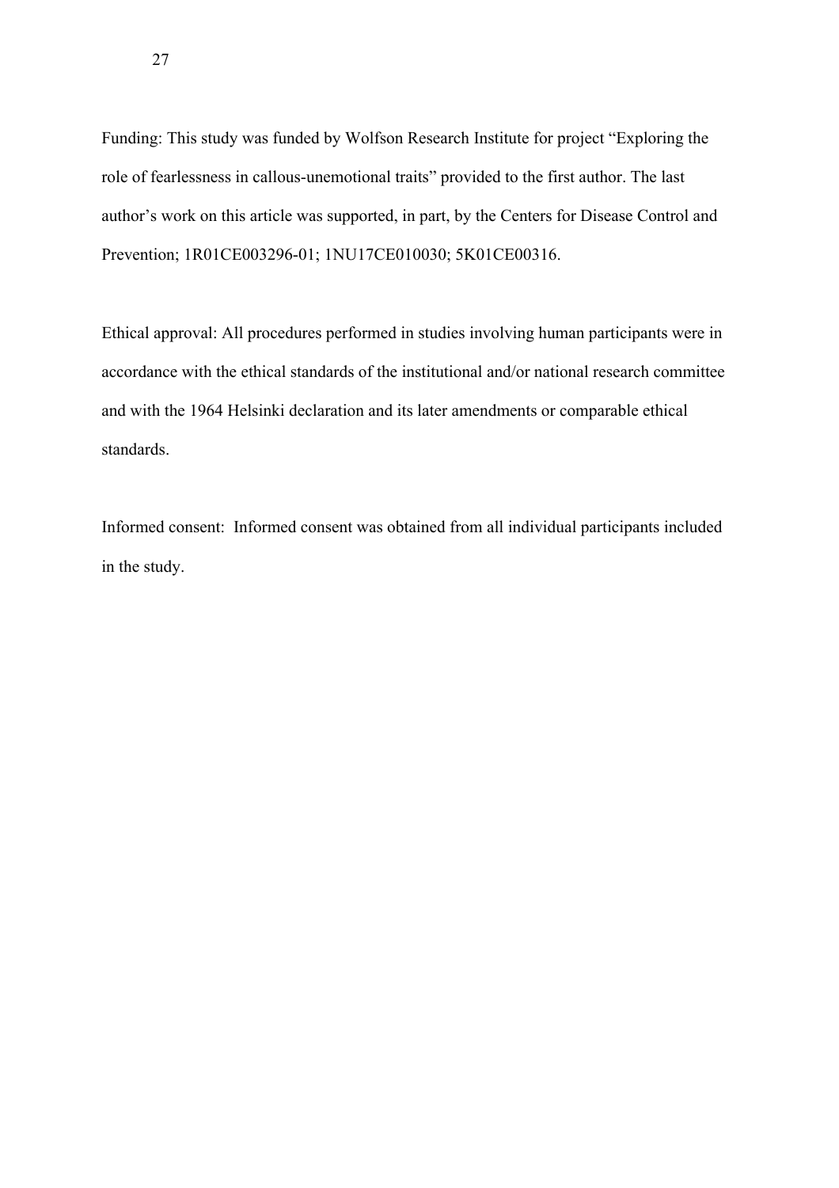Funding: This study was funded by Wolfson Research Institute for project "Exploring the role of fearlessness in callous-unemotional traits" provided to the first author. The last author's work on this article was supported, in part, by the Centers for Disease Control and Prevention; 1R01CE003296-01; 1NU17CE010030; 5K01CE00316.

Ethical approval: All procedures performed in studies involving human participants were in accordance with the ethical standards of the institutional and/or national research committee and with the 1964 Helsinki declaration and its later amendments or comparable ethical standards.

Informed consent: Informed consent was obtained from all individual participants included in the study.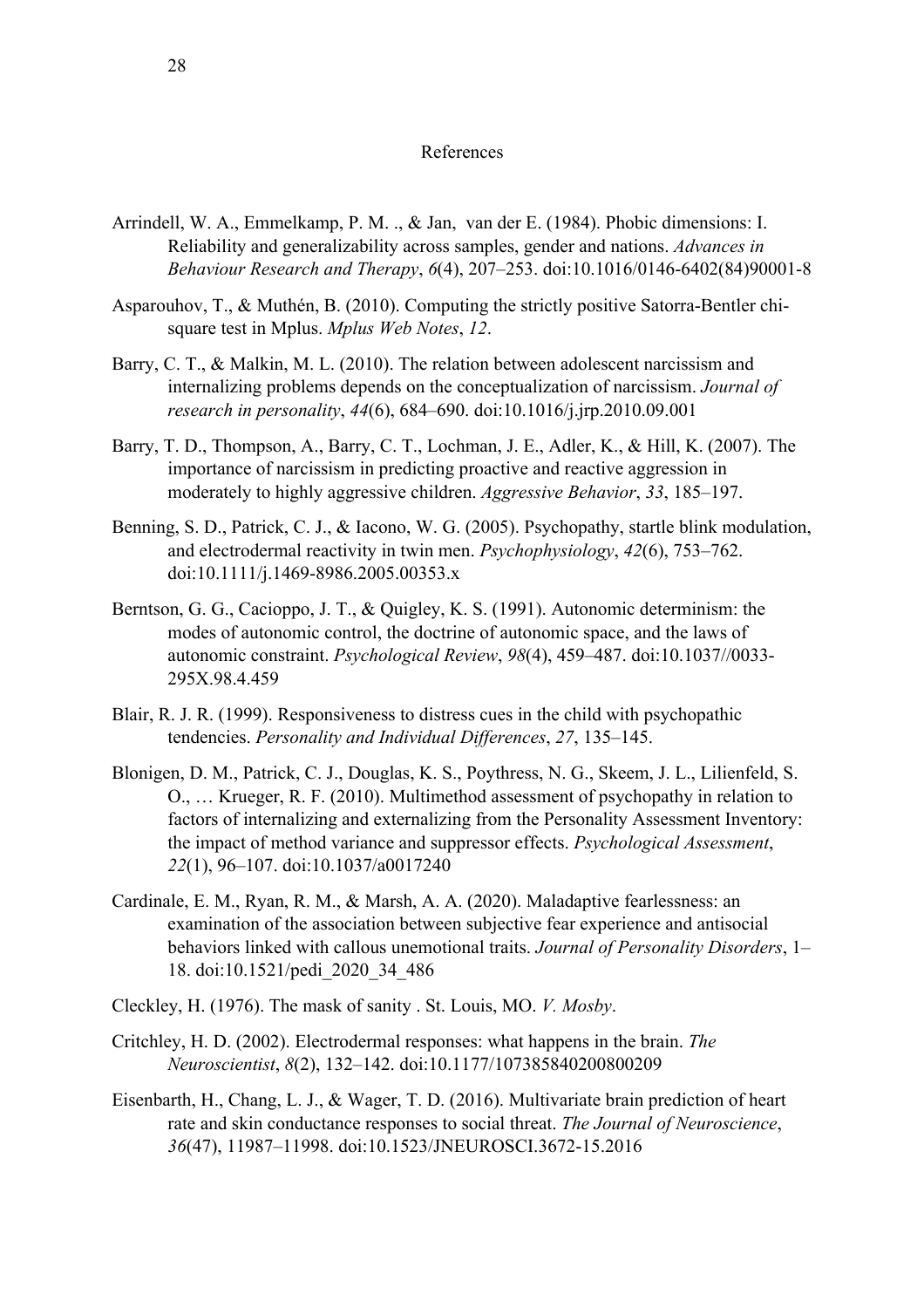# References

Arrindell, W. A., Emmelkamp, P. M. ., & Jan, van der E. (1984). Phobic dimensions: I. Reliability and generalizability across samples, gender and nations. *Advances in Behaviour Research and Therapy*, *6*(4), 207–253. doi:10.1016/0146-6402(84)90001-8

Asparouhov, T., & Muthén, B. (2010). Computing the strictly positive Satorra-Bentler chi-square test in Mplus. *Mplus Web Notes*, *12*.

Barry, C. T., & Malkin, M. L. (2010). The relation between adolescent narcissism and internalizing problems depends on the conceptualization of narcissism. *Journal of research in personality*, *44*(6), 684–690. doi:10.1016/j.jrp.2010.09.001

Barry, T. D., Thompson, A., Barry, C. T., Lochman, J. E., Adler, K., & Hill, K. (2007). The importance of narcissism in predicting proactive and reactive aggression in moderately to highly aggressive children. *Aggressive Behavior*, *33*, 185–197.

Benning, S. D., Patrick, C. J., & Iacono, W. G. (2005). Psychopathy, startle blink modulation, and electrodermal reactivity in twin men. *Psychophysiology*, *42*(6), 753–762. doi:10.1111/j.1469-8986.2005.00353.x

Berntson, G. G., Cacioppo, J. T., & Quigley, K. S. (1991). Autonomic determinism: the modes of autonomic control, the doctrine of autonomic space, and the laws of autonomic constraint. *Psychological Review*, *98*(4), 459–487. doi:10.1037//0033-295X.98.4.459

Blair, R. J. R. (1999). Responsiveness to distress cues in the child with psychopathic tendencies. *Personality and Individual Differences*, *27*, 135–145.

Blonigen, D. M., Patrick, C. J., Douglas, K. S., Poythress, N. G., Skeem, J. L., Lilienfeld, S. O., … Krueger, R. F. (2010). Multimethod assessment of psychopathy in relation to factors of internalizing and externalizing from the Personality Assessment Inventory: the impact of method variance and suppressor effects. *Psychological Assessment*, *22*(1), 96–107. doi:10.1037/a0017240

Cardinale, E. M., Ryan, R. M., & Marsh, A. A. (2020). Maladaptive fearlessness: an examination of the association between subjective fear experience and antisocial behaviors linked with callous unemotional traits. *Journal of Personality Disorders*, 1–18. doi:10.1521/pedi_2020_34_486

Cleckley, H. (1976). The mask of sanity . St. Louis, MO. *V. Mosby*.

Critchley, H. D. (2002). Electrodermal responses: what happens in the brain. *The Neuroscientist*, *8*(2), 132–142. doi:10.1177/107385840200800209

Eisenbarth, H., Chang, L. J., & Wager, T. D. (2016). Multivariate brain prediction of heart rate and skin conductance responses to social threat. *The Journal of Neuroscience*, *36*(47), 11987–11998. doi:10.1523/JNEUROSCI.3672-15.2016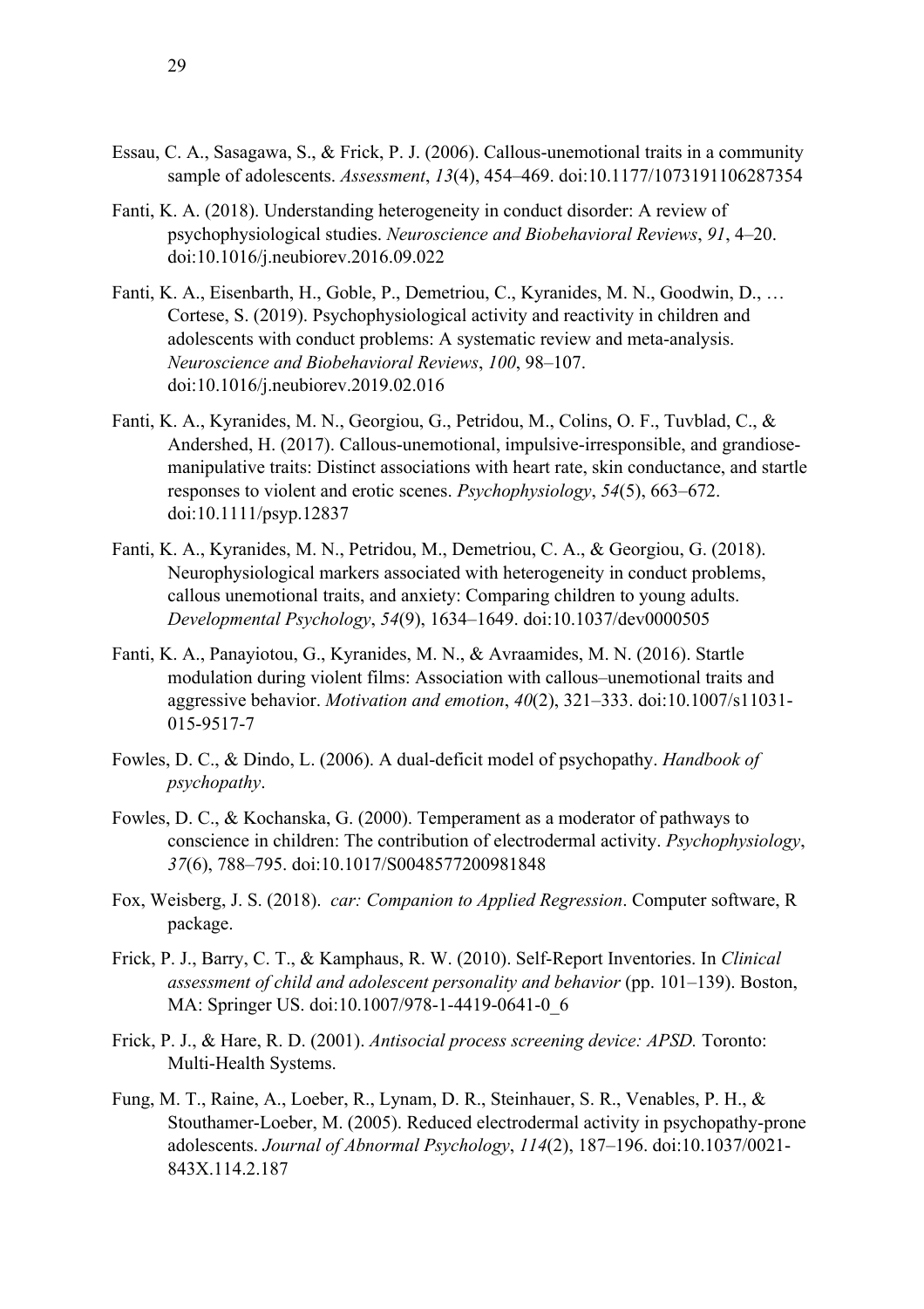Essau, C. A., Sasagawa, S., & Frick, P. J. (2006). Callous-unemotional traits in a community sample of adolescents. *Assessment*, *13*(4), 454–469. doi:10.1177/1073191106287354

Fanti, K. A. (2018). Understanding heterogeneity in conduct disorder: A review of psychophysiological studies. *Neuroscience and Biobehavioral Reviews*, *91*, 4–20. doi:10.1016/j.neubiorev.2016.09.022

Fanti, K. A., Eisenbarth, H., Goble, P., Demetriou, C., Kyranides, M. N., Goodwin, D., … Cortese, S. (2019). Psychophysiological activity and reactivity in children and adolescents with conduct problems: A systematic review and meta-analysis. *Neuroscience and Biobehavioral Reviews*, *100*, 98–107. doi:10.1016/j.neubiorev.2019.02.016

Fanti, K. A., Kyranides, M. N., Georgiou, G., Petridou, M., Colins, O. F., Tuvblad, C., & Andershed, H. (2017). Callous-unemotional, impulsive-irresponsible, and grandiose-manipulative traits: Distinct associations with heart rate, skin conductance, and startle responses to violent and erotic scenes. *Psychophysiology*, *54*(5), 663–672. doi:10.1111/psyp.12837

Fanti, K. A., Kyranides, M. N., Petridou, M., Demetriou, C. A., & Georgiou, G. (2018). Neurophysiological markers associated with heterogeneity in conduct problems, callous unemotional traits, and anxiety: Comparing children to young adults. *Developmental Psychology*, *54*(9), 1634–1649. doi:10.1037/dev0000505

Fanti, K. A., Panayiotou, G., Kyranides, M. N., & Avraamides, M. N. (2016). Startle modulation during violent films: Association with callous–unemotional traits and aggressive behavior. *Motivation and emotion*, *40*(2), 321–333. doi:10.1007/s11031-015-9517-7

Fowles, D. C., & Dindo, L. (2006). A dual-deficit model of psychopathy. *Handbook of psychopathy*.

Fowles, D. C., & Kochanska, G. (2000). Temperament as a moderator of pathways to conscience in children: The contribution of electrodermal activity. *Psychophysiology*, *37*(6), 788–795. doi:10.1017/S0048577200981848

Fox, Weisberg, J. S. (2018). *car: Companion to Applied Regression*. Computer software, R package.

Frick, P. J., Barry, C. T., & Kamphaus, R. W. (2010). Self-Report Inventories. In *Clinical assessment of child and adolescent personality and behavior* (pp. 101–139). Boston, MA: Springer US. doi:10.1007/978-1-4419-0641-0_6

Frick, P. J., & Hare, R. D. (2001). *Antisocial process screening device: APSD.* Toronto: Multi-Health Systems.

Fung, M. T., Raine, A., Loeber, R., Lynam, D. R., Steinhauer, S. R., Venables, P. H., & Stouthamer-Loeber, M. (2005). Reduced electrodermal activity in psychopathy-prone adolescents. *Journal of Abnormal Psychology*, *114*(2), 187–196. doi:10.1037/0021-843X.114.2.187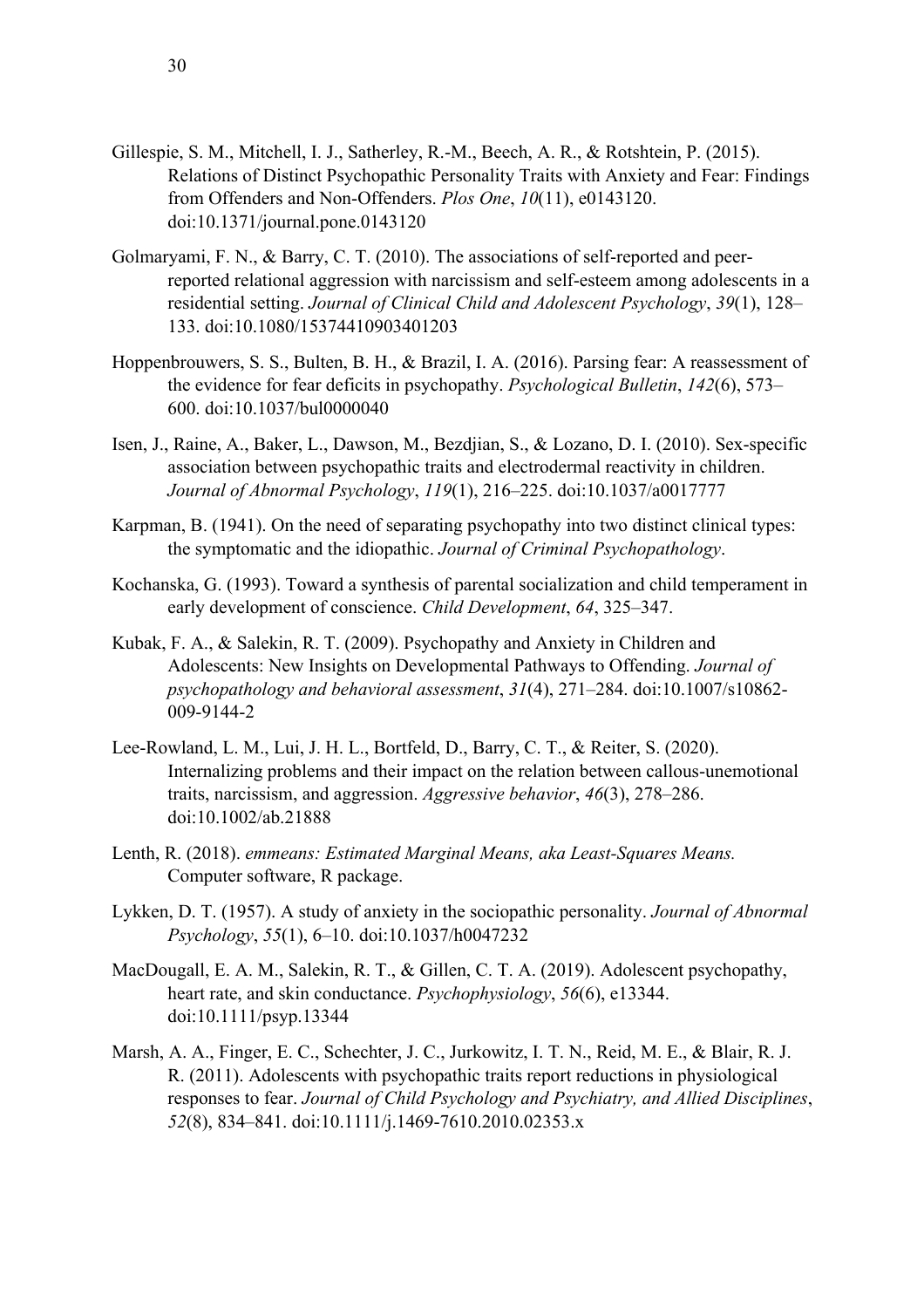Gillespie, S. M., Mitchell, I. J., Satherley, R.-M., Beech, A. R., & Rotshtein, P. (2015). Relations of Distinct Psychopathic Personality Traits with Anxiety and Fear: Findings from Offenders and Non-Offenders. *Plos One*, *10*(11), e0143120. doi:10.1371/journal.pone.0143120

Golmaryami, F. N., & Barry, C. T. (2010). The associations of self-reported and peer-reported relational aggression with narcissism and self-esteem among adolescents in a residential setting. *Journal of Clinical Child and Adolescent Psychology*, *39*(1), 128–133. doi:10.1080/15374410903401203

Hoppenbrouwers, S. S., Bulten, B. H., & Brazil, I. A. (2016). Parsing fear: A reassessment of the evidence for fear deficits in psychopathy. *Psychological Bulletin*, *142*(6), 573–600. doi:10.1037/bul0000040

Isen, J., Raine, A., Baker, L., Dawson, M., Bezdjian, S., & Lozano, D. I. (2010). Sex-specific association between psychopathic traits and electrodermal reactivity in children. *Journal of Abnormal Psychology*, *119*(1), 216–225. doi:10.1037/a0017777

Karpman, B. (1941). On the need of separating psychopathy into two distinct clinical types: the symptomatic and the idiopathic. *Journal of Criminal Psychopathology*.

Kochanska, G. (1993). Toward a synthesis of parental socialization and child temperament in early development of conscience. *Child Development*, *64*, 325–347.

Kubak, F. A., & Salekin, R. T. (2009). Psychopathy and Anxiety in Children and Adolescents: New Insights on Developmental Pathways to Offending. *Journal of psychopathology and behavioral assessment*, *31*(4), 271–284. doi:10.1007/s10862-009-9144-2

Lee-Rowland, L. M., Lui, J. H. L., Bortfeld, D., Barry, C. T., & Reiter, S. (2020). Internalizing problems and their impact on the relation between callous-unemotional traits, narcissism, and aggression. *Aggressive behavior*, *46*(3), 278–286. doi:10.1002/ab.21888

Lenth, R. (2018). *emmeans: Estimated Marginal Means, aka Least-Squares Means.* Computer software, R package.

Lykken, D. T. (1957). A study of anxiety in the sociopathic personality. *Journal of Abnormal Psychology*, *55*(1), 6–10. doi:10.1037/h0047232

MacDougall, E. A. M., Salekin, R. T., & Gillen, C. T. A. (2019). Adolescent psychopathy, heart rate, and skin conductance. *Psychophysiology*, *56*(6), e13344. doi:10.1111/psyp.13344

Marsh, A. A., Finger, E. C., Schechter, J. C., Jurkowitz, I. T. N., Reid, M. E., & Blair, R. J. R. (2011). Adolescents with psychopathic traits report reductions in physiological responses to fear. *Journal of Child Psychology and Psychiatry, and Allied Disciplines*, *52*(8), 834–841. doi:10.1111/j.1469-7610.2010.02353.x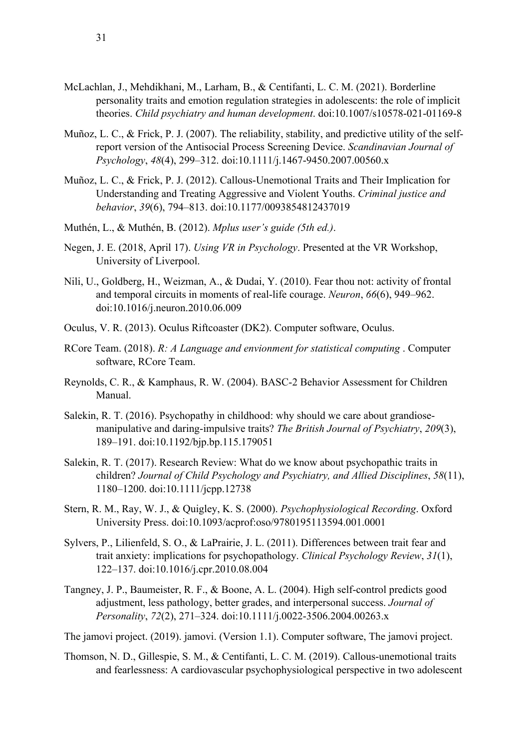McLachlan, J., Mehdikhani, M., Larham, B., & Centifanti, L. C. M. (2021). Borderline personality traits and emotion regulation strategies in adolescents: the role of implicit theories. *Child psychiatry and human development*. doi:10.1007/s10578-021-01169-8

Muñoz, L. C., & Frick, P. J. (2007). The reliability, stability, and predictive utility of the self-report version of the Antisocial Process Screening Device. *Scandinavian Journal of Psychology*, *48*(4), 299–312. doi:10.1111/j.1467-9450.2007.00560.x

Muñoz, L. C., & Frick, P. J. (2012). Callous-Unemotional Traits and Their Implication for Understanding and Treating Aggressive and Violent Youths. *Criminal justice and behavior*, *39*(6), 794–813. doi:10.1177/0093854812437019

Muthén, L., & Muthén, B. (2012). *Mplus user's guide (5th ed.)*.

Negen, J. E. (2018, April 17). *Using VR in Psychology*. Presented at the VR Workshop, University of Liverpool.

Nili, U., Goldberg, H., Weizman, A., & Dudai, Y. (2010). Fear thou not: activity of frontal and temporal circuits in moments of real-life courage. *Neuron*, *66*(6), 949–962. doi:10.1016/j.neuron.2010.06.009

Oculus, V. R. (2013). Oculus Riftcoaster (DK2). Computer software, Oculus.

RCore Team. (2018). *R: A Language and envionment for statistical computing* . Computer software, RCore Team.

Reynolds, C. R., & Kamphaus, R. W. (2004). BASC-2 Behavior Assessment for Children Manual.

Salekin, R. T. (2016). Psychopathy in childhood: why should we care about grandiose-manipulative and daring-impulsive traits? *The British Journal of Psychiatry*, *209*(3), 189–191. doi:10.1192/bjp.bp.115.179051

Salekin, R. T. (2017). Research Review: What do we know about psychopathic traits in children? *Journal of Child Psychology and Psychiatry, and Allied Disciplines*, *58*(11), 1180–1200. doi:10.1111/jcpp.12738

Stern, R. M., Ray, W. J., & Quigley, K. S. (2000). *Psychophysiological Recording*. Oxford University Press. doi:10.1093/acprof:oso/9780195113594.001.0001

Sylvers, P., Lilienfeld, S. O., & LaPrairie, J. L. (2011). Differences between trait fear and trait anxiety: implications for psychopathology. *Clinical Psychology Review*, *31*(1), 122–137. doi:10.1016/j.cpr.2010.08.004

Tangney, J. P., Baumeister, R. F., & Boone, A. L. (2004). High self-control predicts good adjustment, less pathology, better grades, and interpersonal success. *Journal of Personality*, *72*(2), 271–324. doi:10.1111/j.0022-3506.2004.00263.x

The jamovi project. (2019). jamovi. (Version 1.1). Computer software, The jamovi project.

Thomson, N. D., Gillespie, S. M., & Centifanti, L. C. M. (2019). Callous-unemotional traits and fearlessness: A cardiovascular psychophysiological perspective in two adolescent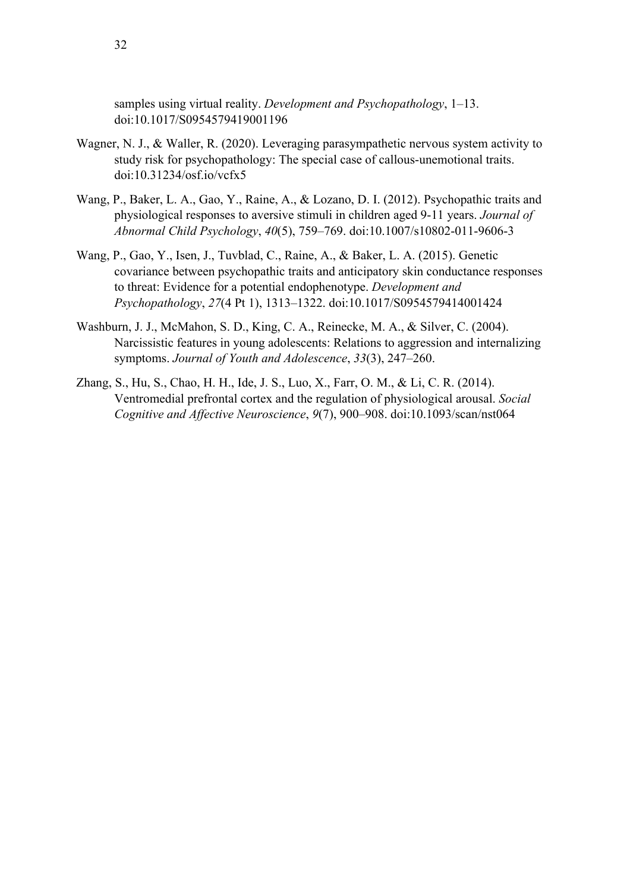samples using virtual reality. *Development and Psychopathology*, 1–13. doi:10.1017/S0954579419001196

Wagner, N. J., & Waller, R. (2020). Leveraging parasympathetic nervous system activity to study risk for psychopathology: The special case of callous-unemotional traits. doi:10.31234/osf.io/vcfx5

Wang, P., Baker, L. A., Gao, Y., Raine, A., & Lozano, D. I. (2012). Psychopathic traits and physiological responses to aversive stimuli in children aged 9-11 years. *Journal of Abnormal Child Psychology*, *40*(5), 759–769. doi:10.1007/s10802-011-9606-3

Wang, P., Gao, Y., Isen, J., Tuvblad, C., Raine, A., & Baker, L. A. (2015). Genetic covariance between psychopathic traits and anticipatory skin conductance responses to threat: Evidence for a potential endophenotype. *Development and Psychopathology*, *27*(4 Pt 1), 1313–1322. doi:10.1017/S0954579414001424

Washburn, J. J., McMahon, S. D., King, C. A., Reinecke, M. A., & Silver, C. (2004). Narcissistic features in young adolescents: Relations to aggression and internalizing symptoms. *Journal of Youth and Adolescence*, *33*(3), 247–260.

Zhang, S., Hu, S., Chao, H. H., Ide, J. S., Luo, X., Farr, O. M., & Li, C. R. (2014). Ventromedial prefrontal cortex and the regulation of physiological arousal. *Social Cognitive and Affective Neuroscience*, *9*(7), 900–908. doi:10.1093/scan/nst064